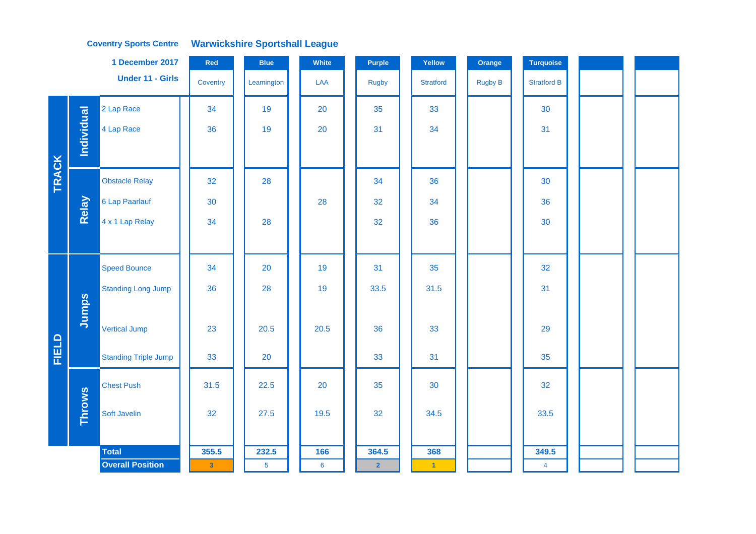**Coventry Sports Centre** — **Warwickshire Sportshall League**

**1 December 2017**

**Under 11 - Girls**

| | | | Red | Blue | White | Purple | Yellow | Orange | Turquoise | | |
|---|---|---|---|---|---|---|---|---|---|---|---|
| | | | Coventry | Leamington | LAA | Rugby | Stratford | Rugby B | Stratford B | | |
| TRACK | Individual | 2 Lap Race | 34 | 19 | 20 | 35 | 33 | | 30 | | |
| | | 4 Lap Race | 36 | 19 | 20 | 31 | 34 | | 31 | | |
| | Relay | Obstacle Relay | 32 | 28 | | 34 | 36 | | 30 | | |
| | | 6 Lap Paarlauf | 30 | | 28 | 32 | 34 | | 36 | | |
| | | 4 x 1 Lap Relay | 34 | 28 | | 32 | 36 | | 30 | | |
| FIELD | Jumps | Speed Bounce | 34 | 20 | 19 | 31 | 35 | | 32 | | |
| | | Standing Long Jump | 36 | 28 | 19 | 33.5 | 31.5 | | 31 | | |
| | | Vertical Jump | 23 | 20.5 | 20.5 | 36 | 33 | | 29 | | |
| | | Standing Triple Jump | 33 | 20 | | 33 | 31 | | 35 | | |
| | Throws | Chest Push | 31.5 | 22.5 | 20 | 35 | 30 | | 32 | | |
| | | Soft Javelin | 32 | 27.5 | 19.5 | 32 | 34.5 | | 33.5 | | |
| | | **Total** | **355.5** | **232.5** | **166** | **364.5** | **368** | | **349.5** | | |
| | | **Overall Position** | 3 | 5 | 6 | 2 | 1 | | 4 | | |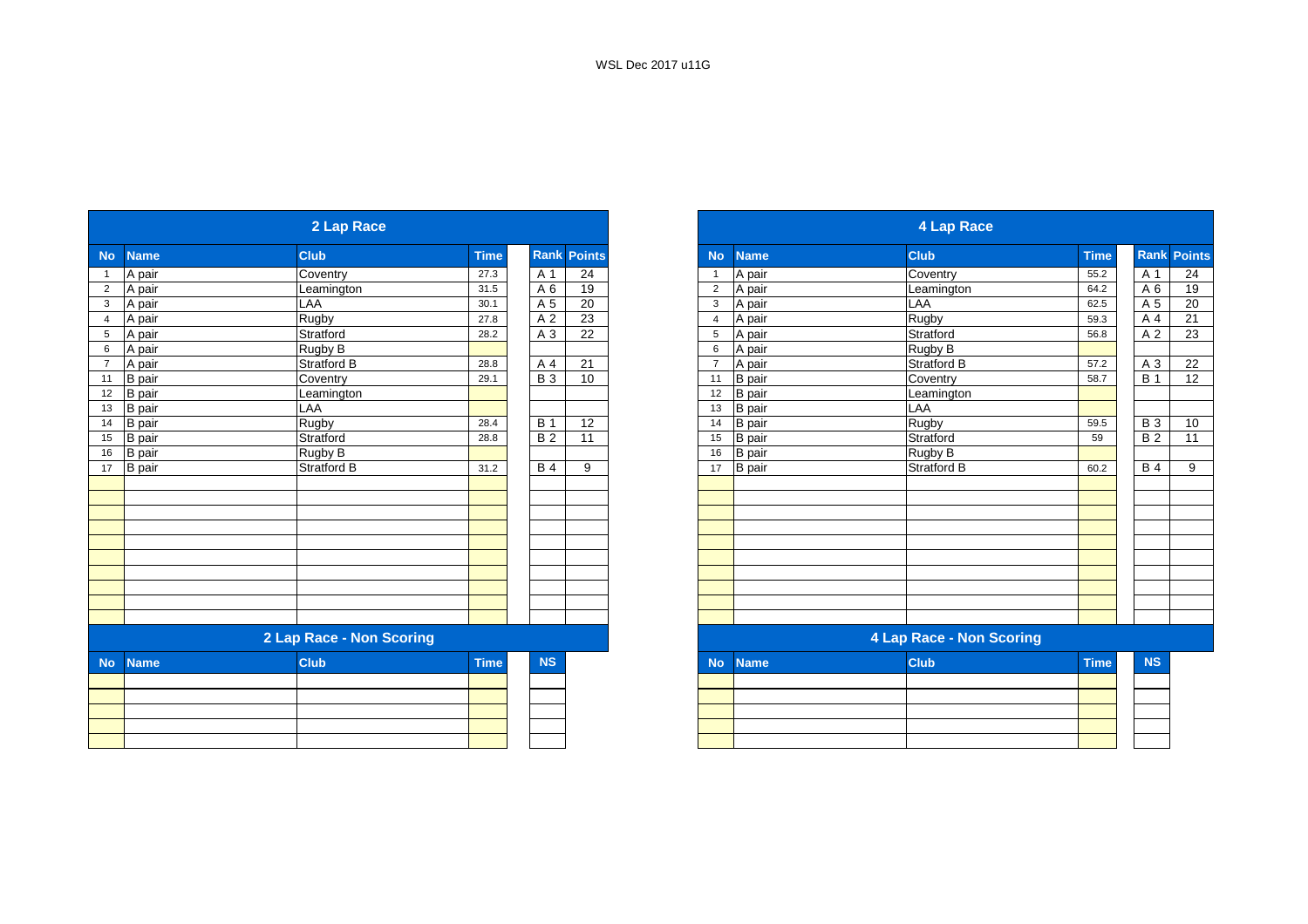WSL Dec 2017 u11G

## 2 Lap Race

| No | Name | Club | Time | Rank | Points |
|---|---|---|---|---|---|
| 1 | A pair | Coventry | 27.3 | A 1 | 24 |
| 2 | A pair | Leamington | 31.5 | A 6 | 19 |
| 3 | A pair | LAA | 30.1 | A 5 | 20 |
| 4 | A pair | Rugby | 27.8 | A 2 | 23 |
| 5 | A pair | Stratford | 28.2 | A 3 | 22 |
| 6 | A pair | Rugby B | | | |
| 7 | A pair | Stratford B | 28.8 | A 4 | 21 |
| 11 | B pair | Coventry | 29.1 | B 3 | 10 |
| 12 | B pair | Leamington | | | |
| 13 | B pair | LAA | | | |
| 14 | B pair | Rugby | 28.4 | B 1 | 12 |
| 15 | B pair | Stratford | 28.8 | B 2 | 11 |
| 16 | B pair | Rugby B | | | |
| 17 | B pair | Stratford B | 31.2 | B 4 | 9 |

## 2 Lap Race - Non Scoring

| No | Name | Club | Time | NS |
|---|---|---|---|---|

## 4 Lap Race

| No | Name | Club | Time | Rank | Points |
|---|---|---|---|---|---|
| 1 | A pair | Coventry | 55.2 | A 1 | 24 |
| 2 | A pair | Leamington | 64.2 | A 6 | 19 |
| 3 | A pair | LAA | 62.5 | A 5 | 20 |
| 4 | A pair | Rugby | 59.3 | A 4 | 21 |
| 5 | A pair | Stratford | 56.8 | A 2 | 23 |
| 6 | A pair | Rugby B | | | |
| 7 | A pair | Stratford B | 57.2 | A 3 | 22 |
| 11 | B pair | Coventry | 58.7 | B 1 | 12 |
| 12 | B pair | Leamington | | | |
| 13 | B pair | LAA | | | |
| 14 | B pair | Rugby | 59.5 | B 3 | 10 |
| 15 | B pair | Stratford | 59 | B 2 | 11 |
| 16 | B pair | Rugby B | | | |
| 17 | B pair | Stratford B | 60.2 | B 4 | 9 |

## 4 Lap Race - Non Scoring

| No | Name | Club | Time | NS |
|---|---|---|---|---|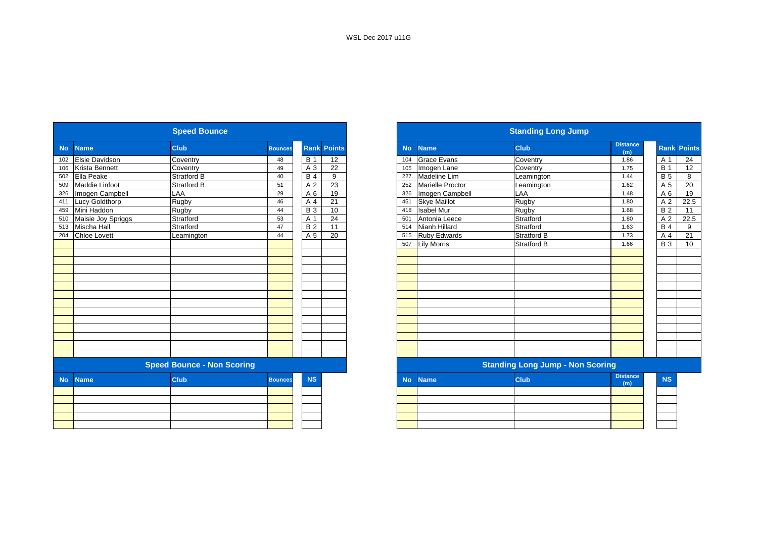WSL Dec 2017 u11G

## Speed Bounce

| No | Name | Club | Bounces | Rank | Points |
|---|---|---|---|---|---|
| 102 | Elsie Davidson | Coventry | 48 | B 1 | 12 |
| 106 | Krista Bennett | Coventry | 49 | A 3 | 22 |
| 502 | Ella Peake | Stratford B | 40 | B 4 | 9 |
| 509 | Maddie Linfoot | Stratford B | 51 | A 2 | 23 |
| 326 | Imogen Campbell | LAA | 29 | A 6 | 19 |
| 411 | Lucy Goldthorp | Rugby | 46 | A 4 | 21 |
| 459 | Mini Haddon | Rugby | 44 | B 3 | 10 |
| 510 | Maisie Joy Spriggs | Stratford | 53 | A 1 | 24 |
| 513 | Mischa Hall | Stratford | 47 | B 2 | 11 |
| 204 | Chloe Lovett | Leamington | 44 | A 5 | 20 |

## Speed Bounce - Non Scoring

| No | Name | Club | Bounces | NS |
|---|---|---|---|---|

## Standing Long Jump

| No | Name | Club | Distance (m) | Rank | Points |
|---|---|---|---|---|---|
| 104 | Grace Evans | Coventry | 1.86 | A 1 | 24 |
| 105 | Imogen Lane | Coventry | 1.75 | B 1 | 12 |
| 227 | Madeline Lim | Leamington | 1.44 | B 5 | 8 |
| 252 | Marielle Proctor | Leamington | 1.62 | A 5 | 20 |
| 326 | Imogen Campbell | LAA | 1.48 | A 6 | 19 |
| 451 | Skye Maillot | Rugby | 1.80 | A 2 | 22.5 |
| 418 | Isabel Mur | Rugby | 1.68 | B 2 | 11 |
| 501 | Antonia Leece | Stratford | 1.80 | A 2 | 22.5 |
| 514 | Nianh Hillard | Stratford | 1.63 | B 4 | 9 |
| 515 | Ruby Edwards | Stratford B | 1.73 | A 4 | 21 |
| 507 | Lily Morris | Stratford B | 1.66 | B 3 | 10 |

## Standing Long Jump - Non Scoring

| No | Name | Club | Distance (m) | NS |
|---|---|---|---|---|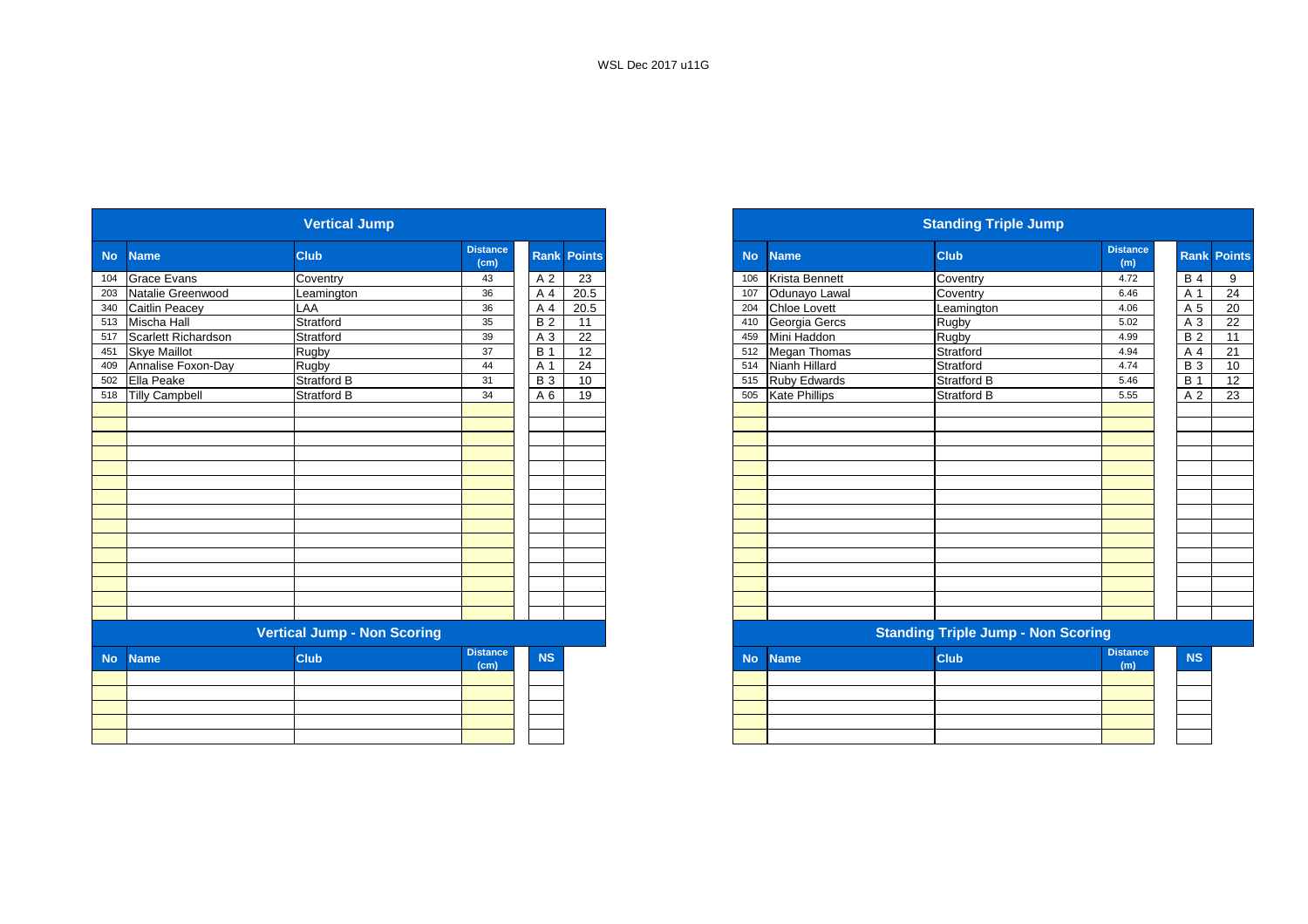WSL Dec 2017 u11G

## Vertical Jump

| No | Name | Club | Distance (cm) | Rank | Points |
|---|---|---|---|---|---|
| 104 | Grace Evans | Coventry | 43 | A 2 | 23 |
| 203 | Natalie Greenwood | Leamington | 36 | A 4 | 20.5 |
| 340 | Caitlin Peacey | LAA | 36 | A 4 | 20.5 |
| 513 | Mischa Hall | Stratford | 35 | B 2 | 11 |
| 517 | Scarlett Richardson | Stratford | 39 | A 3 | 22 |
| 451 | Skye Maillot | Rugby | 37 | B 1 | 12 |
| 409 | Annalise Foxon-Day | Rugby | 44 | A 1 | 24 |
| 502 | Ella Peake | Stratford B | 31 | B 3 | 10 |
| 518 | Tilly Campbell | Stratford B | 34 | A 6 | 19 |

## Vertical Jump - Non Scoring

| No | Name | Club | Distance (cm) | NS |
|---|---|---|---|---|

## Standing Triple Jump

| No | Name | Club | Distance (m) | Rank | Points |
|---|---|---|---|---|---|
| 106 | Krista Bennett | Coventry | 4.72 | B 4 | 9 |
| 107 | Odunayo Lawal | Coventry | 6.46 | A 1 | 24 |
| 204 | Chloe Lovett | Leamington | 4.06 | A 5 | 20 |
| 410 | Georgia Gercs | Rugby | 5.02 | A 3 | 22 |
| 459 | Mini Haddon | Rugby | 4.99 | B 2 | 11 |
| 512 | Megan Thomas | Stratford | 4.94 | A 4 | 21 |
| 514 | Nianh Hillard | Stratford | 4.74 | B 3 | 10 |
| 515 | Ruby Edwards | Stratford B | 5.46 | B 1 | 12 |
| 505 | Kate Phillips | Stratford B | 5.55 | A 2 | 23 |

## Standing Triple Jump - Non Scoring

| No | Name | Club | Distance (m) | NS |
|---|---|---|---|---|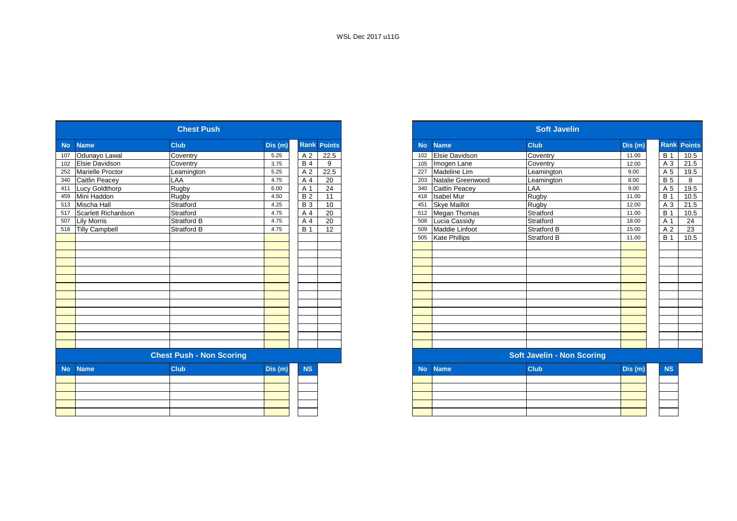WSL Dec 2017 u11G

## Chest Push

| No | Name | Club | Dis (m) | Rank | Points |
|---|---|---|---|---|---|
| 107 | Odunayo Lawal | Coventry | 5.25 | A 2 | 22.5 |
| 102 | Elsie Davidson | Coventry | 3.75 | B 4 | 9 |
| 252 | Marielle Proctor | Leamington | 5.25 | A 2 | 22.5 |
| 340 | Caitlin Peacey | LAA | 4.75 | A 4 | 20 |
| 411 | Lucy Goldthorp | Rugby | 6.00 | A 1 | 24 |
| 459 | Mini Haddon | Rugby | 4.50 | B 2 | 11 |
| 513 | Mischa Hall | Stratford | 4.25 | B 3 | 10 |
| 517 | Scarlett Richardson | Stratford | 4.75 | A 4 | 20 |
| 507 | Lily Morris | Stratford B | 4.75 | A 4 | 20 |
| 518 | Tilly Campbell | Stratford B | 4.75 | B 1 | 12 |

## Chest Push - Non Scoring

| No | Name | Club | Dis (m) | NS |
|---|---|---|---|---|

## Soft Javelin

| No | Name | Club | Dis (m) | Rank | Points |
|---|---|---|---|---|---|
| 102 | Elsie Davidson | Coventry | 11.00 | B 1 | 10.5 |
| 105 | Imogen Lane | Coventry | 12.00 | A 3 | 21.5 |
| 227 | Madeline Lim | Leamington | 9.00 | A 5 | 19.5 |
| 203 | Natalie Greenwood | Leamington | 8.00 | B 5 | 8 |
| 340 | Caitlin Peacey | LAA | 9.00 | A 5 | 19.5 |
| 418 | Isabel Mur | Rugby | 11.00 | B 1 | 10.5 |
| 451 | Skye Maillot | Rugby | 12.00 | A 3 | 21.5 |
| 512 | Megan Thomas | Stratford | 11.00 | B 1 | 10.5 |
| 508 | Lucia Cassidy | Stratford | 18.00 | A 1 | 24 |
| 509 | Maddie Linfoot | Stratford B | 15.00 | A 2 | 23 |
| 505 | Kate Phillips | Stratford B | 11.00 | B 1 | 10.5 |

## Soft Javelin - Non Scoring

| No | Name | Club | Dis (m) | NS |
|---|---|---|---|---|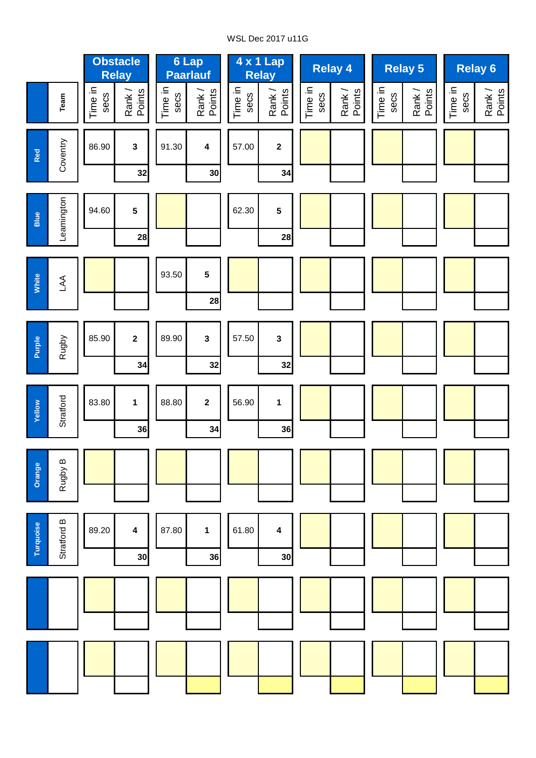WSL Dec 2017 u11G

| Colour | Team | Obstacle Relay | | | 6 Lap Paarlauf | | | 4 x 1 Lap Relay | | | Relay 4 | | | Relay 5 | | | Relay 6 | | |
|---|---|---|---|---|---|---|---|---|---|---|---|---|---|---|---|---|---|---|---|
| | | Time in secs | Rank | Points | Time in secs | Rank | Points | Time in secs | Rank | Points | Time in secs | Rank | Points | Time in secs | Rank | Points | Time in secs | Rank | Points |
| Red | Coventry | 86.90 | 3 | 32 | 91.30 | 4 | 30 | 57.00 | 2 | 34 | | | | | | | | | |
| Blue | Leamington | 94.60 | 5 | 28 | | | | 62.30 | 5 | 28 | | | | | | | | | |
| White | LAA | | | | 93.50 | 5 | 28 | | | | | | | | | | | | |
| Purple | Rugby | 85.90 | 2 | 34 | 89.90 | 3 | 32 | 57.50 | 3 | 32 | | | | | | | | | |
| Yellow | Stratford | 83.80 | 1 | 36 | 88.80 | 2 | 34 | 56.90 | 1 | 36 | | | | | | | | | |
| Orange | Rugby B | | | | | | | | | | | | | | | | | | |
| Turquoise | Stratford B | 89.20 | 4 | 30 | 87.80 | 1 | 36 | 61.80 | 4 | 30 | | | | | | | | | |
| | | | | | | | | | | | | | | | | | | | |
| | | | | | | | | | | | | | | | | | | | |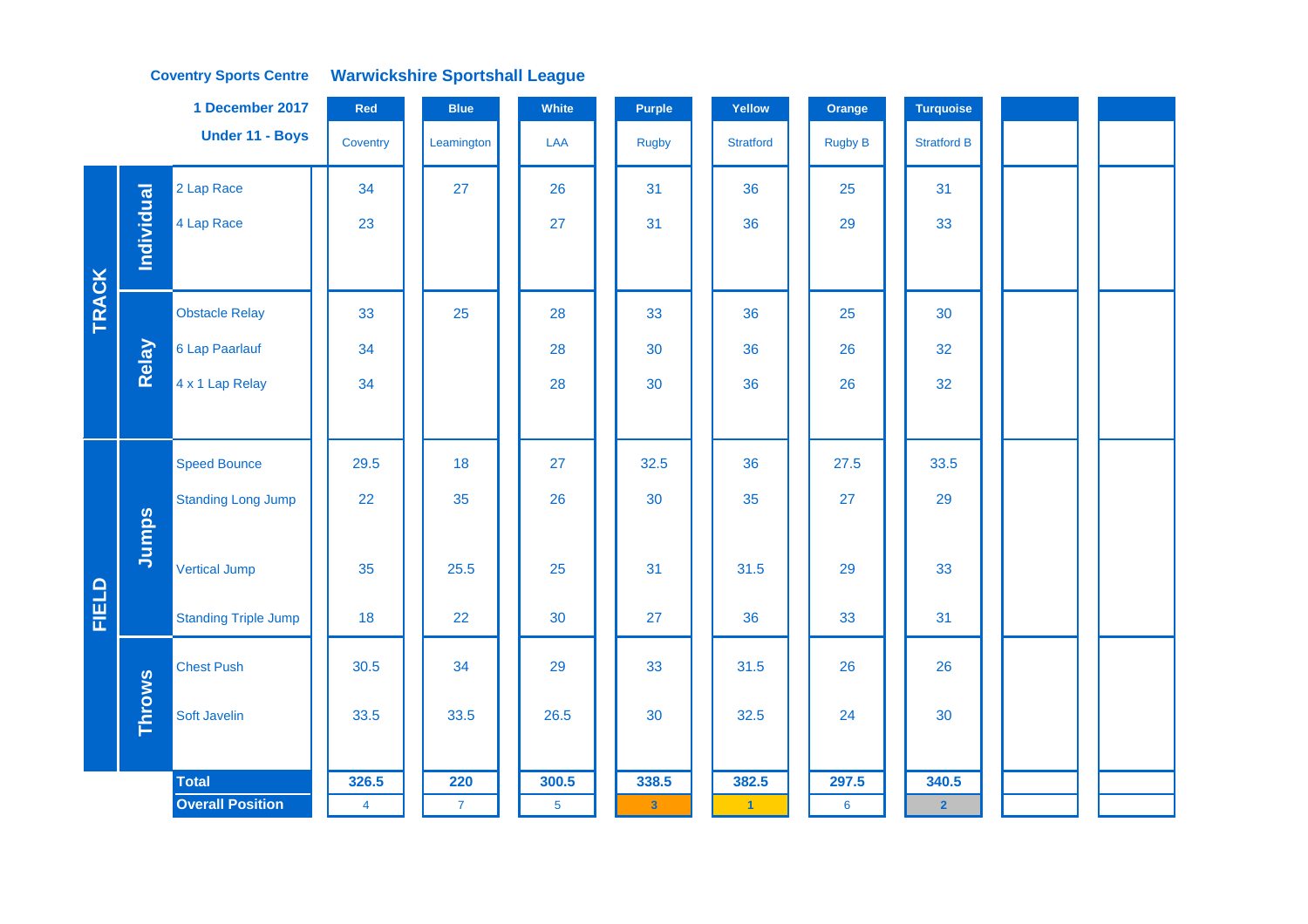Coventry Sports Centre

## Warwickshire Sportshall League

1 December 2017

Under 11 - Boys

| | | | Red | Blue | White | Purple | Yellow | Orange | Turquoise | | |
|---|---|---|---|---|---|---|---|---|---|---|---|
| | | | Coventry | Leamington | LAA | Rugby | Stratford | Rugby B | Stratford B | | |
| TRACK | Individual | 2 Lap Race | 34 | 27 | 26 | 31 | 36 | 25 | 31 | | |
| | | 4 Lap Race | 23 | | 27 | 31 | 36 | 29 | 33 | | |
| | Relay | Obstacle Relay | 33 | 25 | 28 | 33 | 36 | 25 | 30 | | |
| | | 6 Lap Paarlauf | 34 | | 28 | 30 | 36 | 26 | 32 | | |
| | | 4 x 1 Lap Relay | 34 | | 28 | 30 | 36 | 26 | 32 | | |
| FIELD | Jumps | Speed Bounce | 29.5 | 18 | 27 | 32.5 | 36 | 27.5 | 33.5 | | |
| | | Standing Long Jump | 22 | 35 | 26 | 30 | 35 | 27 | 29 | | |
| | | Vertical Jump | 35 | 25.5 | 25 | 31 | 31.5 | 29 | 33 | | |
| | | Standing Triple Jump | 18 | 22 | 30 | 27 | 36 | 33 | 31 | | |
| | Throws | Chest Push | 30.5 | 34 | 29 | 33 | 31.5 | 26 | 26 | | |
| | | Soft Javelin | 33.5 | 33.5 | 26.5 | 30 | 32.5 | 24 | 30 | | |
| | | **Total** | **326.5** | **220** | **300.5** | **338.5** | **382.5** | **297.5** | **340.5** | | |
| | | **Overall Position** | 4 | 7 | 5 | 3 | 1 | 6 | 2 | | |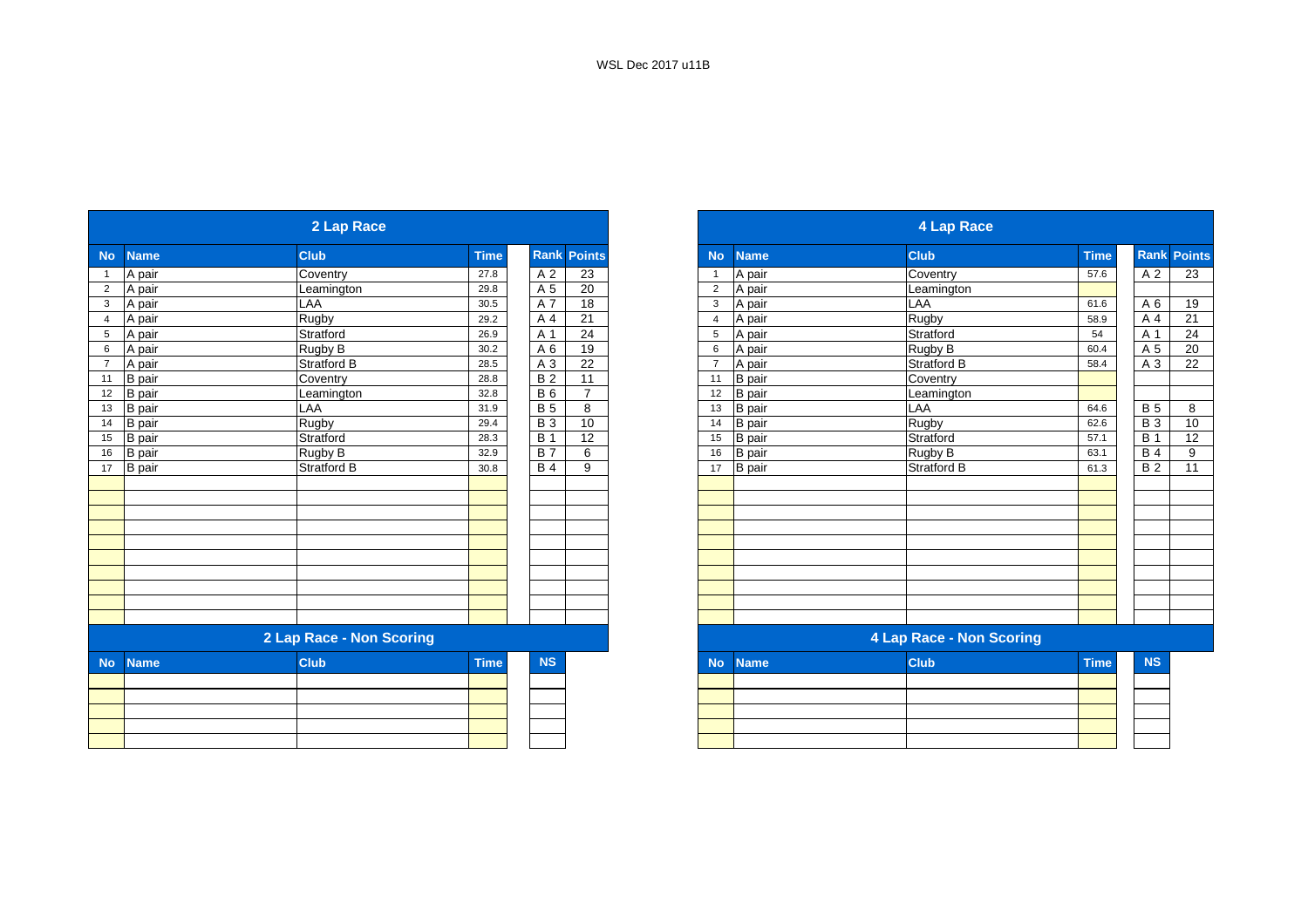WSL Dec 2017 u11B

## 2 Lap Race

| No | Name | Club | Time | Rank | Points |
|---|---|---|---|---|---|
| 1 | A pair | Coventry | 27.8 | A 2 | 23 |
| 2 | A pair | Leamington | 29.8 | A 5 | 20 |
| 3 | A pair | LAA | 30.5 | A 7 | 18 |
| 4 | A pair | Rugby | 29.2 | A 4 | 21 |
| 5 | A pair | Stratford | 26.9 | A 1 | 24 |
| 6 | A pair | Rugby B | 30.2 | A 6 | 19 |
| 7 | A pair | Stratford B | 28.5 | A 3 | 22 |
| 11 | B pair | Coventry | 28.8 | B 2 | 11 |
| 12 | B pair | Leamington | 32.8 | B 6 | 7 |
| 13 | B pair | LAA | 31.9 | B 5 | 8 |
| 14 | B pair | Rugby | 29.4 | B 3 | 10 |
| 15 | B pair | Stratford | 28.3 | B 1 | 12 |
| 16 | B pair | Rugby B | 32.9 | B 7 | 6 |
| 17 | B pair | Stratford B | 30.8 | B 4 | 9 |

## 2 Lap Race - Non Scoring

| No | Name | Club | Time | NS |
|---|---|---|---|---|

## 4 Lap Race

| No | Name | Club | Time | Rank | Points |
|---|---|---|---|---|---|
| 1 | A pair | Coventry | 57.6 | A 2 | 23 |
| 2 | A pair | Leamington | | | |
| 3 | A pair | LAA | 61.6 | A 6 | 19 |
| 4 | A pair | Rugby | 58.9 | A 4 | 21 |
| 5 | A pair | Stratford | 54 | A 1 | 24 |
| 6 | A pair | Rugby B | 60.4 | A 5 | 20 |
| 7 | A pair | Stratford B | 58.4 | A 3 | 22 |
| 11 | B pair | Coventry | | | |
| 12 | B pair | Leamington | | | |
| 13 | B pair | LAA | 64.6 | B 5 | 8 |
| 14 | B pair | Rugby | 62.6 | B 3 | 10 |
| 15 | B pair | Stratford | 57.1 | B 1 | 12 |
| 16 | B pair | Rugby B | 63.1 | B 4 | 9 |
| 17 | B pair | Stratford B | 61.3 | B 2 | 11 |

## 4 Lap Race - Non Scoring

| No | Name | Club | Time | NS |
|---|---|---|---|---|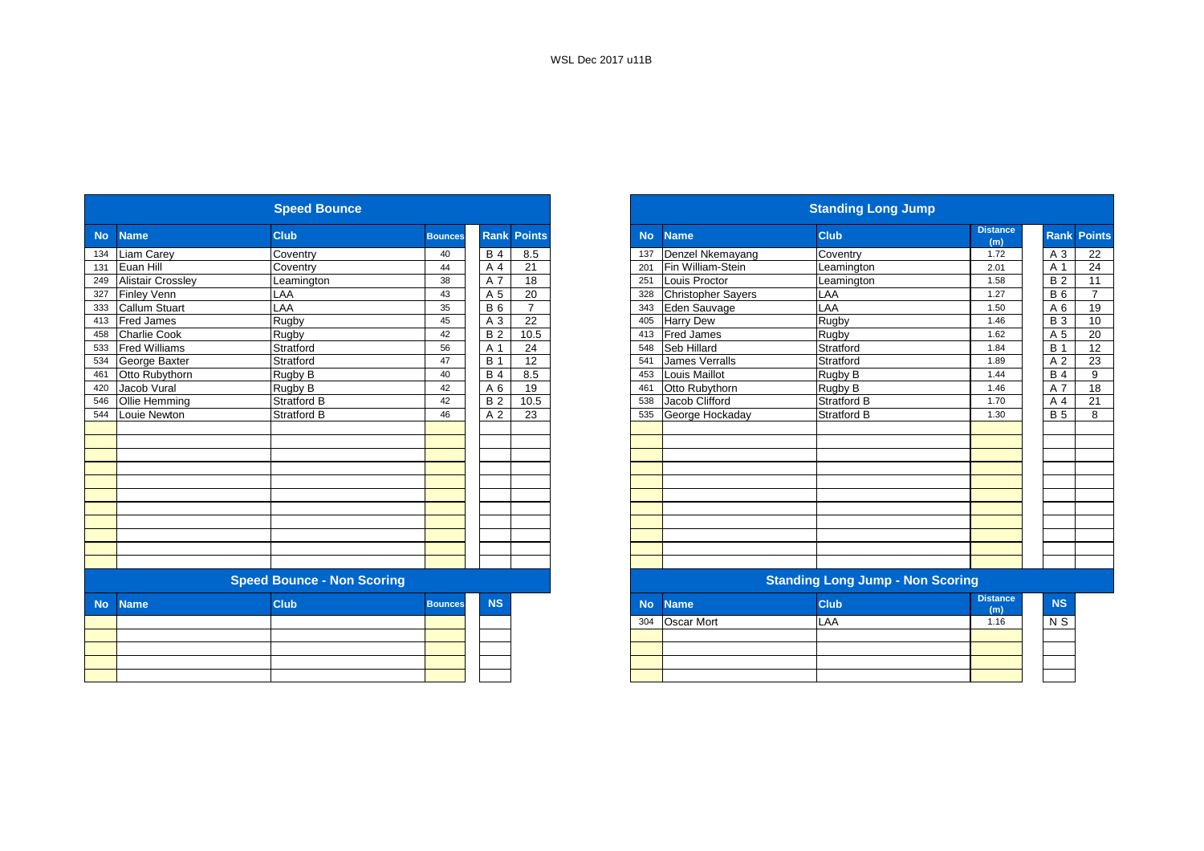WSL Dec 2017 u11B

## Speed Bounce

| No | Name | Club | Bounces | Rank | Points |
|---|---|---|---|---|---|
| 134 | Liam Carey | Coventry | 40 | B 4 | 8.5 |
| 131 | Euan Hill | Coventry | 44 | A 4 | 21 |
| 249 | Alistair Crossley | Leamington | 38 | A 7 | 18 |
| 327 | Finley Venn | LAA | 43 | A 5 | 20 |
| 333 | Callum Stuart | LAA | 35 | B 6 | 7 |
| 413 | Fred James | Rugby | 45 | A 3 | 22 |
| 458 | Charlie Cook | Rugby | 42 | B 2 | 10.5 |
| 533 | Fred Williams | Stratford | 56 | A 1 | 24 |
| 534 | George Baxter | Stratford | 47 | B 1 | 12 |
| 461 | Otto Rubythorn | Rugby B | 40 | B 4 | 8.5 |
| 420 | Jacob Vural | Rugby B | 42 | A 6 | 19 |
| 546 | Ollie Hemming | Stratford B | 42 | B 2 | 10.5 |
| 544 | Louie Newton | Stratford B | 46 | A 2 | 23 |

## Speed Bounce - Non Scoring

| No | Name | Club | Bounces | NS |
|---|---|---|---|---|

## Standing Long Jump

| No | Name | Club | Distance (m) | Rank | Points |
|---|---|---|---|---|---|
| 137 | Denzel Nkemayang | Coventry | 1.72 | A 3 | 22 |
| 201 | Fin William-Stein | Leamington | 2.01 | A 1 | 24 |
| 251 | Louis Proctor | Leamington | 1.58 | B 2 | 11 |
| 328 | Christopher Sayers | LAA | 1.27 | B 6 | 7 |
| 343 | Eden Sauvage | LAA | 1.50 | A 6 | 19 |
| 405 | Harry Dew | Rugby | 1.46 | B 3 | 10 |
| 413 | Fred James | Rugby | 1.62 | A 5 | 20 |
| 548 | Seb Hillard | Stratford | 1.84 | B 1 | 12 |
| 541 | James Verralls | Stratford | 1.89 | A 2 | 23 |
| 453 | Louis Maillot | Rugby B | 1.44 | B 4 | 9 |
| 461 | Otto Rubythorn | Rugby B | 1.46 | A 7 | 18 |
| 538 | Jacob Clifford | Stratford B | 1.70 | A 4 | 21 |
| 535 | George Hockaday | Stratford B | 1.30 | B 5 | 8 |

## Standing Long Jump - Non Scoring

| No | Name | Club | Distance (m) | NS |
|---|---|---|---|---|
| 304 | Oscar Mort | LAA | 1.16 | N S |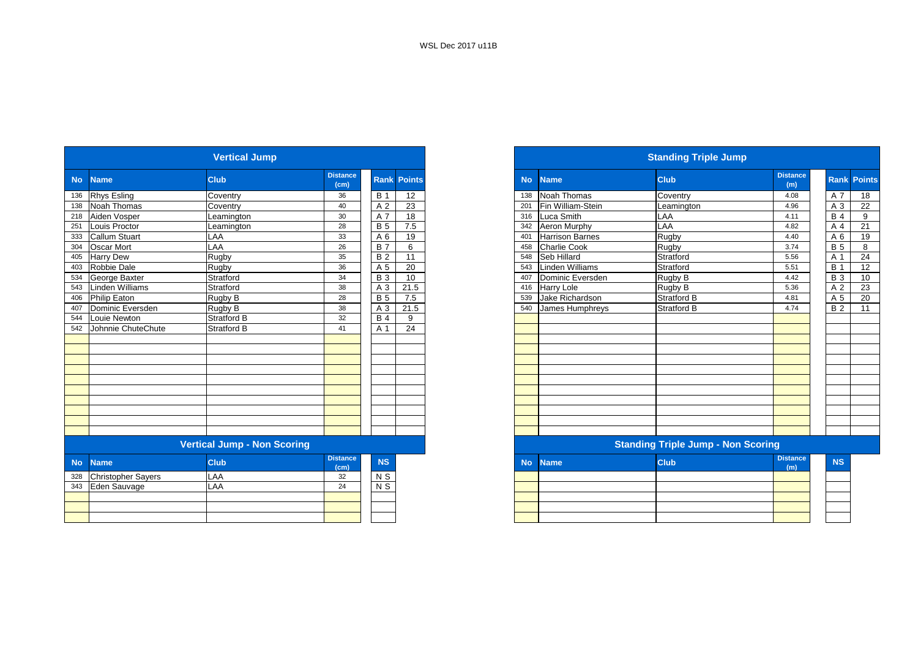WSL Dec 2017 u11B

## Vertical Jump

| No | Name | Club | Distance (cm) | Rank | Points |
|---|---|---|---|---|---|
| 136 | Rhys Esling | Coventry | 36 | B 1 | 12 |
| 138 | Noah Thomas | Coventry | 40 | A 2 | 23 |
| 218 | Aiden Vosper | Leamington | 30 | A 7 | 18 |
| 251 | Louis Proctor | Leamington | 28 | B 5 | 7.5 |
| 333 | Callum Stuart | LAA | 33 | A 6 | 19 |
| 304 | Oscar Mort | LAA | 26 | B 7 | 6 |
| 405 | Harry Dew | Rugby | 35 | B 2 | 11 |
| 403 | Robbie Dale | Rugby | 36 | A 5 | 20 |
| 534 | George Baxter | Stratford | 34 | B 3 | 10 |
| 543 | Linden Williams | Stratford | 38 | A 3 | 21.5 |
| 406 | Philip Eaton | Rugby B | 28 | B 5 | 7.5 |
| 407 | Dominic Eversden | Rugby B | 38 | A 3 | 21.5 |
| 544 | Louie Newton | Stratford B | 32 | B 4 | 9 |
| 542 | Johnnie ChuteChute | Stratford B | 41 | A 1 | 24 |

## Vertical Jump - Non Scoring

| No | Name | Club | Distance (cm) | NS |
|---|---|---|---|---|
| 328 | Christopher Sayers | LAA | 32 | N S |
| 343 | Eden Sauvage | LAA | 24 | N S |

## Standing Triple Jump

| No | Name | Club | Distance (m) | Rank | Points |
|---|---|---|---|---|---|
| 138 | Noah Thomas | Coventry | 4.08 | A 7 | 18 |
| 201 | Fin William-Stein | Leamington | 4.96 | A 3 | 22 |
| 316 | Luca Smith | LAA | 4.11 | B 4 | 9 |
| 342 | Aeron Murphy | LAA | 4.82 | A 4 | 21 |
| 401 | Harrison Barnes | Rugby | 4.40 | A 6 | 19 |
| 458 | Charlie Cook | Rugby | 3.74 | B 5 | 8 |
| 548 | Seb Hillard | Stratford | 5.56 | A 1 | 24 |
| 543 | Linden Williams | Stratford | 5.51 | B 1 | 12 |
| 407 | Dominic Eversden | Rugby B | 4.42 | B 3 | 10 |
| 416 | Harry Lole | Rugby B | 5.36 | A 2 | 23 |
| 539 | Jake Richardson | Stratford B | 4.81 | A 5 | 20 |
| 540 | James Humphreys | Stratford B | 4.74 | B 2 | 11 |

## Standing Triple Jump - Non Scoring

| No | Name | Club | Distance (m) | NS |
|---|---|---|---|---|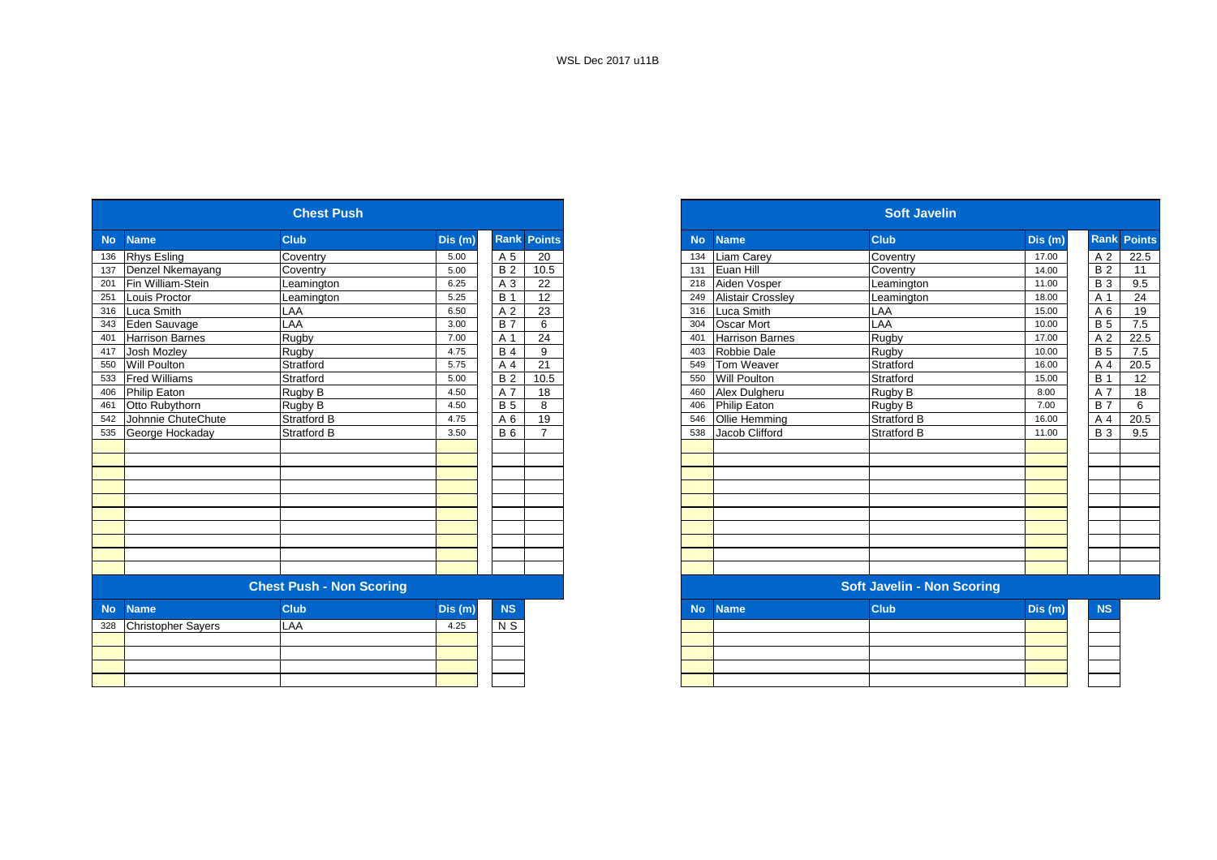WSL Dec 2017 u11B

## Chest Push

| No | Name | Club | Dis (m) | Rank | Points |
|---|---|---|---|---|---|
| 136 | Rhys Esling | Coventry | 5.00 | A 5 | 20 |
| 137 | Denzel Nkemayang | Coventry | 5.00 | B 2 | 10.5 |
| 201 | Fin William-Stein | Leamington | 6.25 | A 3 | 22 |
| 251 | Louis Proctor | Leamington | 5.25 | B 1 | 12 |
| 316 | Luca Smith | LAA | 6.50 | A 2 | 23 |
| 343 | Eden Sauvage | LAA | 3.00 | B 7 | 6 |
| 401 | Harrison Barnes | Rugby | 7.00 | A 1 | 24 |
| 417 | Josh Mozley | Rugby | 4.75 | B 4 | 9 |
| 550 | Will Poulton | Stratford | 5.75 | A 4 | 21 |
| 533 | Fred Williams | Stratford | 5.00 | B 2 | 10.5 |
| 406 | Philip Eaton | Rugby B | 4.50 | A 7 | 18 |
| 461 | Otto Rubythorn | Rugby B | 4.50 | B 5 | 8 |
| 542 | Johnnie ChuteChute | Stratford B | 4.75 | A 6 | 19 |
| 535 | George Hockaday | Stratford B | 3.50 | B 6 | 7 |

## Chest Push - Non Scoring

| No | Name | Club | Dis (m) | NS |
|---|---|---|---|---|
| 328 | Christopher Sayers | LAA | 4.25 | N S |

## Soft Javelin

| No | Name | Club | Dis (m) | Rank | Points |
|---|---|---|---|---|---|
| 134 | Liam Carey | Coventry | 17.00 | A 2 | 22.5 |
| 131 | Euan Hill | Coventry | 14.00 | B 2 | 11 |
| 218 | Aiden Vosper | Leamington | 11.00 | B 3 | 9.5 |
| 249 | Alistair Crossley | Leamington | 18.00 | A 1 | 24 |
| 316 | Luca Smith | LAA | 15.00 | A 6 | 19 |
| 304 | Oscar Mort | LAA | 10.00 | B 5 | 7.5 |
| 401 | Harrison Barnes | Rugby | 17.00 | A 2 | 22.5 |
| 403 | Robbie Dale | Rugby | 10.00 | B 5 | 7.5 |
| 549 | Tom Weaver | Stratford | 16.00 | A 4 | 20.5 |
| 550 | Will Poulton | Stratford | 15.00 | B 1 | 12 |
| 460 | Alex Dulgheru | Rugby B | 8.00 | A 7 | 18 |
| 406 | Philip Eaton | Rugby B | 7.00 | B 7 | 6 |
| 546 | Ollie Hemming | Stratford B | 16.00 | A 4 | 20.5 |
| 538 | Jacob Clifford | Stratford B | 11.00 | B 3 | 9.5 |

## Soft Javelin - Non Scoring

| No | Name | Club | Dis (m) | NS |
|---|---|---|---|---|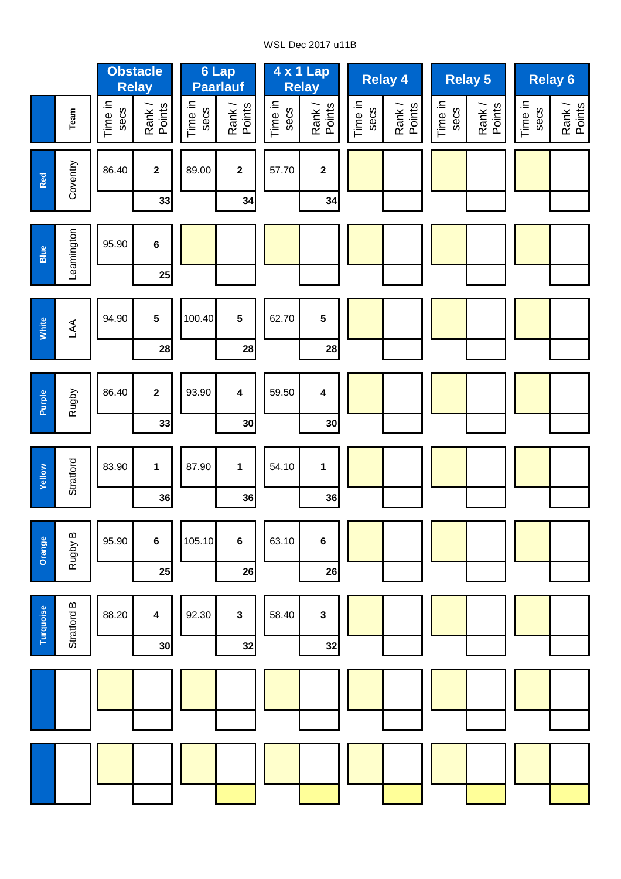WSL Dec 2017 u11B

| | Team | Obstacle Relay | | 6 Lap Paarlauf | | 4 x 1 Lap Relay | | Relay 4 | | Relay 5 | | Relay 6 | |
|---|---|---|---|---|---|---|---|---|---|---|---|---|---|
| | | Time in secs | Rank / Points | Time in secs | Rank / Points | Time in secs | Rank / Points | Time in secs | Rank / Points | Time in secs | Rank / Points | Time in secs | Rank / Points |
| Red | Coventry | 86.40 | 2 / 33 | 89.00 | 2 / 34 | 57.70 | 2 / 34 | | | | | | |
| Blue | Leamington | 95.90 | 6 / 25 | | | | | | | | | | |
| White | LAA | 94.90 | 5 / 28 | 100.40 | 5 / 28 | 62.70 | 5 / 28 | | | | | | |
| Purple | Rugby | 86.40 | 2 / 33 | 93.90 | 4 / 30 | 59.50 | 4 / 30 | | | | | | |
| Yellow | Stratford | 83.90 | 1 / 36 | 87.90 | 1 / 36 | 54.10 | 1 / 36 | | | | | | |
| Orange | Rugby B | 95.90 | 6 / 25 | 105.10 | 6 / 26 | 63.10 | 6 / 26 | | | | | | |
| Turquoise | Stratford B | 88.20 | 4 / 30 | 92.30 | 3 / 32 | 58.40 | 3 / 32 | | | | | | |
| | | | | | | | | | | | | | |
| | | | | | | | | | | | | | |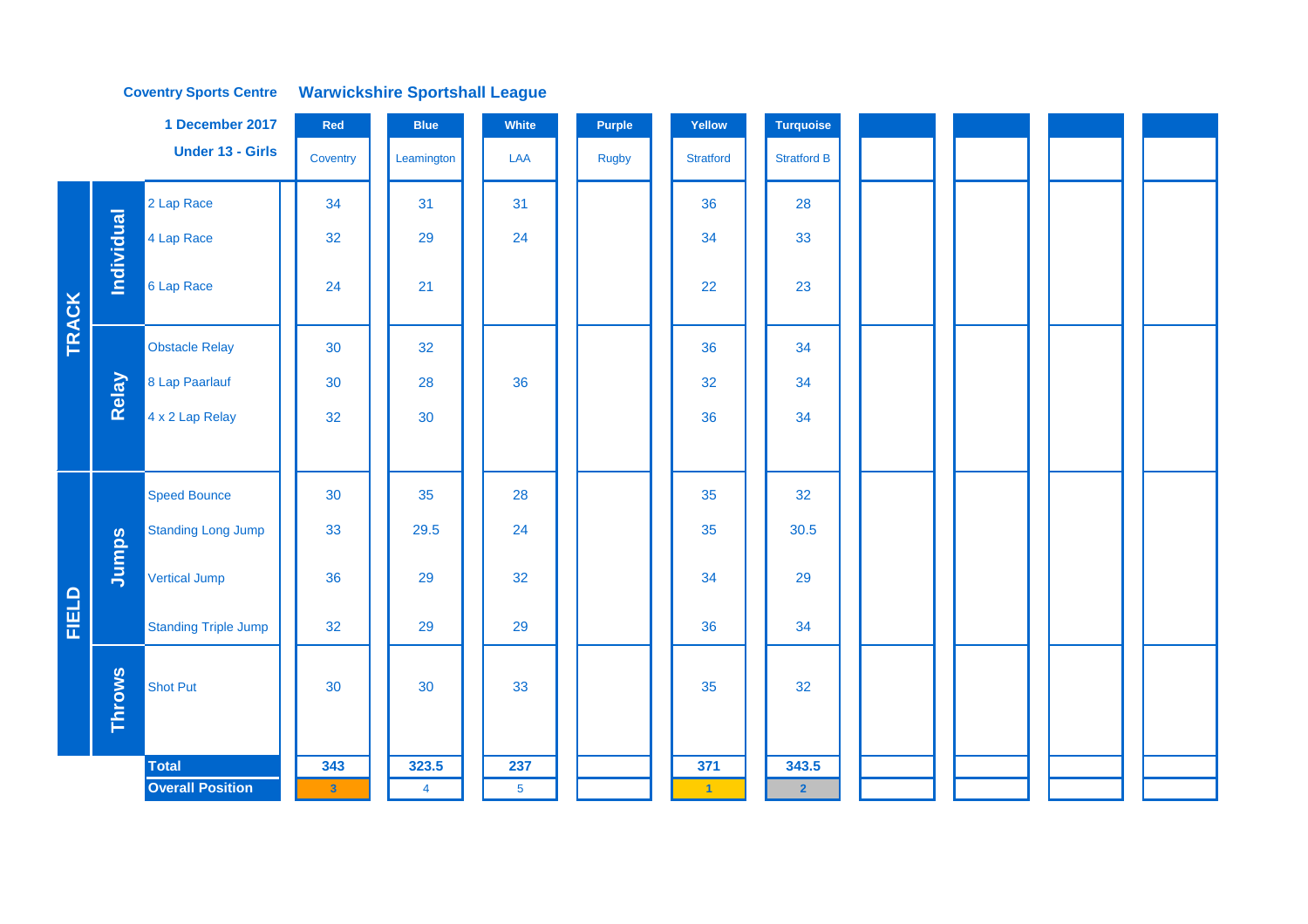**Coventry Sports Centre** **Warwickshire Sportshall League**

**1 December 2017**

**Under 13 - Girls**

| | | | Red | Blue | White | Purple | Yellow | Turquoise | | | | |
|---|---|---|---|---|---|---|---|---|---|---|---|---|
| | | | Coventry | Leamington | LAA | Rugby | Stratford | Stratford B | | | | |
| TRACK | Individual | 2 Lap Race | 34 | 31 | 31 | | 36 | 28 | | | | |
| | | 4 Lap Race | 32 | 29 | 24 | | 34 | 33 | | | | |
| | | 6 Lap Race | 24 | 21 | | | 22 | 23 | | | | |
| | Relay | Obstacle Relay | 30 | 32 | | | 36 | 34 | | | | |
| | | 8 Lap Paarlauf | 30 | 28 | 36 | | 32 | 34 | | | | |
| | | 4 x 2 Lap Relay | 32 | 30 | | | 36 | 34 | | | | |
| FIELD | Jumps | Speed Bounce | 30 | 35 | 28 | | 35 | 32 | | | | |
| | | Standing Long Jump | 33 | 29.5 | 24 | | 35 | 30.5 | | | | |
| | | Vertical Jump | 36 | 29 | 32 | | 34 | 29 | | | | |
| | | Standing Triple Jump | 32 | 29 | 29 | | 36 | 34 | | | | |
| | Throws | Shot Put | 30 | 30 | 33 | | 35 | 32 | | | | |
| | | **Total** | **343** | **323.5** | **237** | | **371** | **343.5** | | | | |
| | | **Overall Position** | 3 | 4 | 5 | | 1 | 2 | | | | |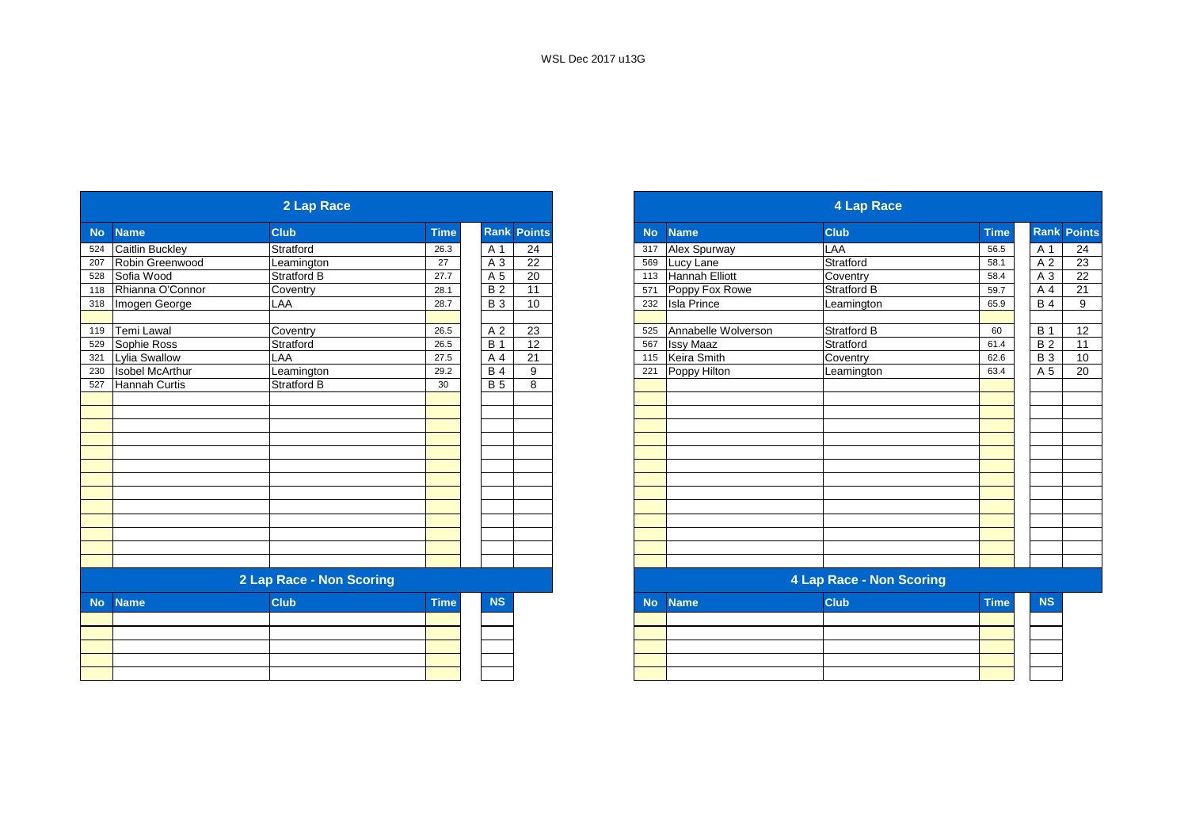WSL Dec 2017 u13G

## 2 Lap Race

| No | Name | Club | Time | Rank | Points |
|---|---|---|---|---|---|
| 524 | Caitlin Buckley | Stratford | 26.3 | A 1 | 24 |
| 207 | Robin Greenwood | Leamington | 27 | A 3 | 22 |
| 528 | Sofia Wood | Stratford B | 27.7 | A 5 | 20 |
| 118 | Rhianna O'Connor | Coventry | 28.1 | B 2 | 11 |
| 318 | Imogen George | LAA | 28.7 | B 3 | 10 |
| | | | | | |
| 119 | Temi Lawal | Coventry | 26.5 | A 2 | 23 |
| 529 | Sophie Ross | Stratford | 26.5 | B 1 | 12 |
| 321 | Lylia Swallow | LAA | 27.5 | A 4 | 21 |
| 230 | Isobel McArthur | Leamington | 29.2 | B 4 | 9 |
| 527 | Hannah Curtis | Stratford B | 30 | B 5 | 8 |

## 2 Lap Race - Non Scoring

| No | Name | Club | Time | NS |
|---|---|---|---|---|

## 4 Lap Race

| No | Name | Club | Time | Rank | Points |
|---|---|---|---|---|---|
| 317 | Alex Spurway | LAA | 56.5 | A 1 | 24 |
| 569 | Lucy Lane | Stratford | 58.1 | A 2 | 23 |
| 113 | Hannah Elliott | Coventry | 58.4 | A 3 | 22 |
| 571 | Poppy Fox Rowe | Stratford B | 59.7 | A 4 | 21 |
| 232 | Isla Prince | Leamington | 65.9 | B 4 | 9 |
| | | | | | |
| 525 | Annabelle Wolverson | Stratford B | 60 | B 1 | 12 |
| 567 | Issy Maaz | Stratford | 61.4 | B 2 | 11 |
| 115 | Keira Smith | Coventry | 62.6 | B 3 | 10 |
| 221 | Poppy Hilton | Leamington | 63.4 | A 5 | 20 |

## 4 Lap Race - Non Scoring

| No | Name | Club | Time | NS |
|---|---|---|---|---|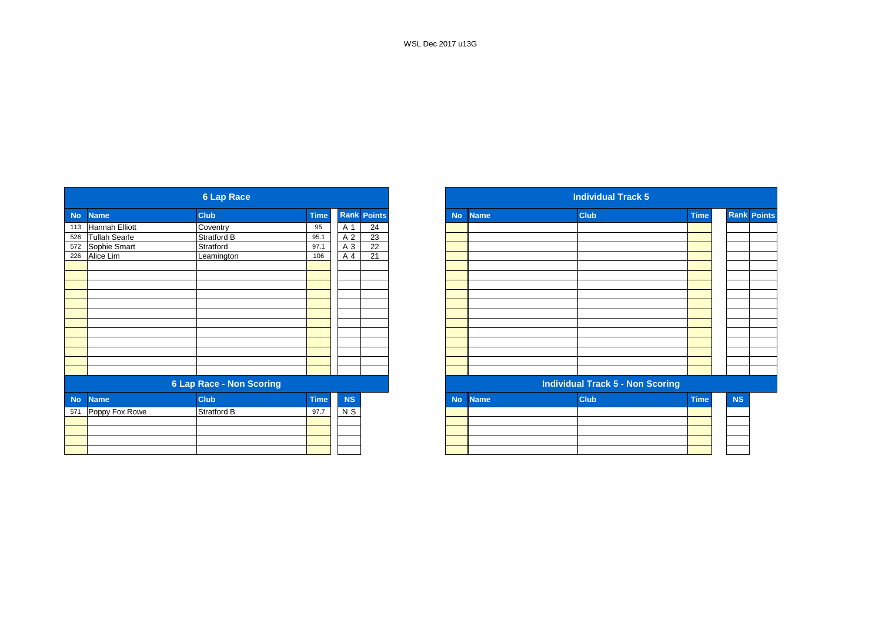WSL Dec 2017 u13G

## 6 Lap Race

| No | Name | Club | Time | Rank | Points |
|---|---|---|---|---|---|
| 113 | Hannah Elliott | Coventry | 95 | A 1 | 24 |
| 526 | Tullah Searle | Stratford B | 95.1 | A 2 | 23 |
| 572 | Sophie Smart | Stratford | 97.1 | A 3 | 22 |
| 226 | Alice Lim | Leamington | 106 | A 4 | 21 |

## 6 Lap Race - Non Scoring

| No | Name | Club | Time | NS |
|---|---|---|---|---|
| 571 | Poppy Fox Rowe | Stratford B | 97.7 | N S |

## Individual Track 5

| No | Name | Club | Time | Rank | Points |
|---|---|---|---|---|---|

## Individual Track 5 - Non Scoring

| No | Name | Club | Time | NS |
|---|---|---|---|---|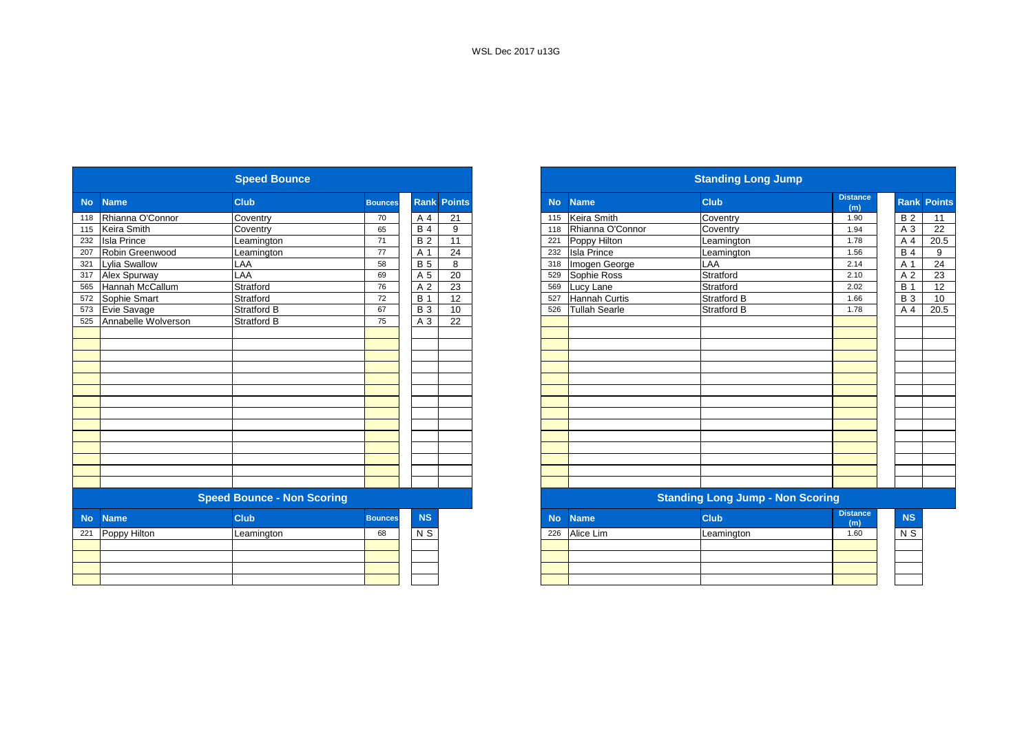WSL Dec 2017 u13G

## Speed Bounce

| No | Name | Club | Bounces | Rank | Points |
|---|---|---|---|---|---|
| 118 | Rhianna O'Connor | Coventry | 70 | A 4 | 21 |
| 115 | Keira Smith | Coventry | 65 | B 4 | 9 |
| 232 | Isla Prince | Leamington | 71 | B 2 | 11 |
| 207 | Robin Greenwood | Leamington | 77 | A 1 | 24 |
| 321 | Lylia Swallow | LAA | 58 | B 5 | 8 |
| 317 | Alex Spurway | LAA | 69 | A 5 | 20 |
| 565 | Hannah McCallum | Stratford | 76 | A 2 | 23 |
| 572 | Sophie Smart | Stratford | 72 | B 1 | 12 |
| 573 | Evie Savage | Stratford B | 67 | B 3 | 10 |
| 525 | Annabelle Wolverson | Stratford B | 75 | A 3 | 22 |

## Speed Bounce - Non Scoring

| No | Name | Club | Bounces | NS |
|---|---|---|---|---|
| 221 | Poppy Hilton | Leamington | 68 | N S |

## Standing Long Jump

| No | Name | Club | Distance (m) | Rank | Points |
|---|---|---|---|---|---|
| 115 | Keira Smith | Coventry | 1.90 | B 2 | 11 |
| 118 | Rhianna O'Connor | Coventry | 1.94 | A 3 | 22 |
| 221 | Poppy Hilton | Leamington | 1.78 | A 4 | 20.5 |
| 232 | Isla Prince | Leamington | 1.56 | B 4 | 9 |
| 318 | Imogen George | LAA | 2.14 | A 1 | 24 |
| 529 | Sophie Ross | Stratford | 2.10 | A 2 | 23 |
| 569 | Lucy Lane | Stratford | 2.02 | B 1 | 12 |
| 527 | Hannah Curtis | Stratford B | 1.66 | B 3 | 10 |
| 526 | Tullah Searle | Stratford B | 1.78 | A 4 | 20.5 |

## Standing Long Jump - Non Scoring

| No | Name | Club | Distance (m) | NS |
|---|---|---|---|---|
| 226 | Alice Lim | Leamington | 1.60 | N S |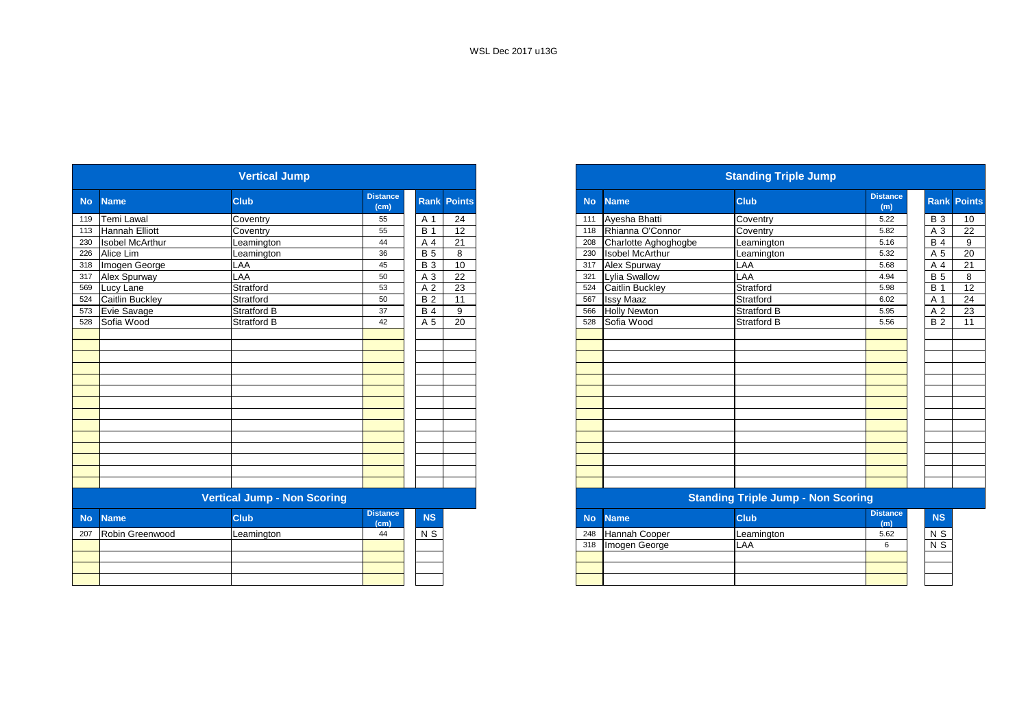WSL Dec 2017 u13G

## Vertical Jump

| No | Name | Club | Distance (cm) | Rank | Points |
|---|---|---|---|---|---|
| 119 | Temi Lawal | Coventry | 55 | A 1 | 24 |
| 113 | Hannah Elliott | Coventry | 55 | B 1 | 12 |
| 230 | Isobel McArthur | Leamington | 44 | A 4 | 21 |
| 226 | Alice Lim | Leamington | 36 | B 5 | 8 |
| 318 | Imogen George | LAA | 45 | B 3 | 10 |
| 317 | Alex Spurway | LAA | 50 | A 3 | 22 |
| 569 | Lucy Lane | Stratford | 53 | A 2 | 23 |
| 524 | Caitlin Buckley | Stratford | 50 | B 2 | 11 |
| 573 | Evie Savage | Stratford B | 37 | B 4 | 9 |
| 528 | Sofia Wood | Stratford B | 42 | A 5 | 20 |

## Vertical Jump - Non Scoring

| No | Name | Club | Distance (cm) | NS |
|---|---|---|---|---|
| 207 | Robin Greenwood | Leamington | 44 | N S |

## Standing Triple Jump

| No | Name | Club | Distance (m) | Rank | Points |
|---|---|---|---|---|---|
| 111 | Ayesha Bhatti | Coventry | 5.22 | B 3 | 10 |
| 118 | Rhianna O'Connor | Coventry | 5.82 | A 3 | 22 |
| 208 | Charlotte Aghoghogbe | Leamington | 5.16 | B 4 | 9 |
| 230 | Isobel McArthur | Leamington | 5.32 | A 5 | 20 |
| 317 | Alex Spurway | LAA | 5.68 | A 4 | 21 |
| 321 | Lylia Swallow | LAA | 4.94 | B 5 | 8 |
| 524 | Caitlin Buckley | Stratford | 5.98 | B 1 | 12 |
| 567 | Issy Maaz | Stratford | 6.02 | A 1 | 24 |
| 566 | Holly Newton | Stratford B | 5.95 | A 2 | 23 |
| 528 | Sofia Wood | Stratford B | 5.56 | B 2 | 11 |

## Standing Triple Jump - Non Scoring

| No | Name | Club | Distance (m) | NS |
|---|---|---|---|---|
| 248 | Hannah Cooper | Leamington | 5.62 | N S |
| 318 | Imogen George | LAA | 6 | N S |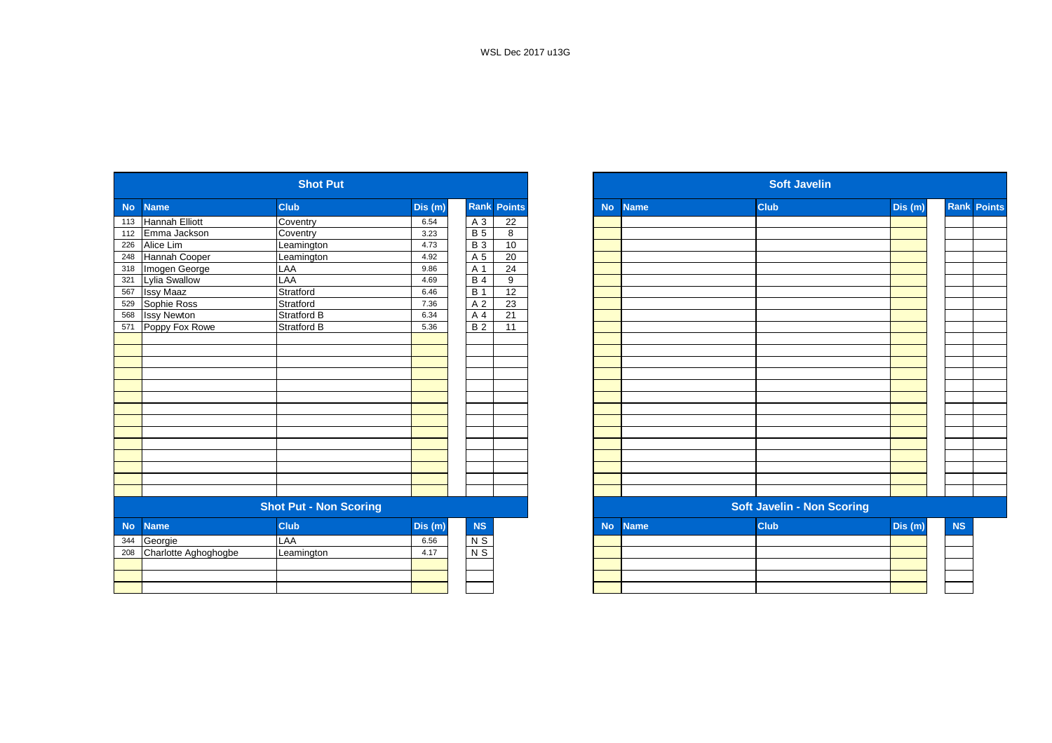WSL Dec 2017 u13G

## Shot Put

| No | Name | Club | Dis (m) | Rank | Points |
|---|---|---|---|---|---|
| 113 | Hannah Elliott | Coventry | 6.54 | A 3 | 22 |
| 112 | Emma Jackson | Coventry | 3.23 | B 5 | 8 |
| 226 | Alice Lim | Leamington | 4.73 | B 3 | 10 |
| 248 | Hannah Cooper | Leamington | 4.92 | A 5 | 20 |
| 318 | Imogen George | LAA | 9.86 | A 1 | 24 |
| 321 | Lylia Swallow | LAA | 4.69 | B 4 | 9 |
| 567 | Issy Maaz | Stratford | 6.46 | B 1 | 12 |
| 529 | Sophie Ross | Stratford | 7.36 | A 2 | 23 |
| 568 | Issy Newton | Stratford B | 6.34 | A 4 | 21 |
| 571 | Poppy Fox Rowe | Stratford B | 5.36 | B 2 | 11 |

## Shot Put - Non Scoring

| No | Name | Club | Dis (m) | NS |
|---|---|---|---|---|
| 344 | Georgie | LAA | 6.56 | N S |
| 208 | Charlotte Aghoghogbe | Leamington | 4.17 | N S |

## Soft Javelin

| No | Name | Club | Dis (m) | Rank | Points |
|---|---|---|---|---|---|

## Soft Javelin - Non Scoring

| No | Name | Club | Dis (m) | NS |
|---|---|---|---|---|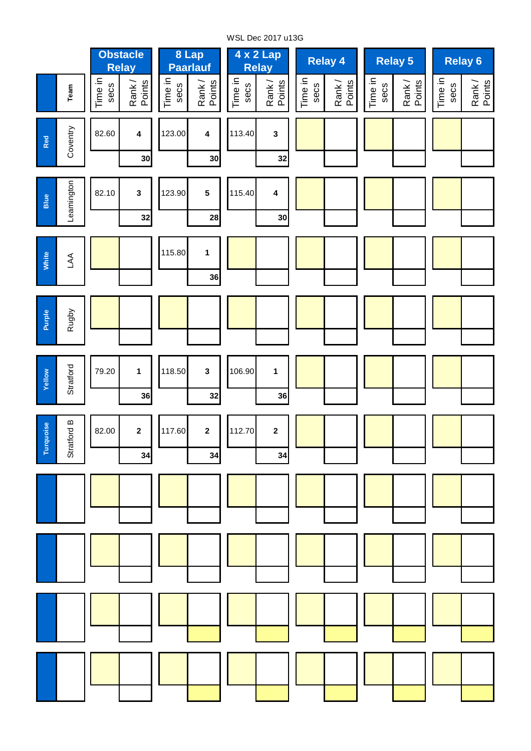WSL Dec 2017 u13G

| | | Obstacle Relay | | 8 Lap Paarlauf | | 4 x 2 Lap Relay | | Relay 4 | | Relay 5 | | Relay 6 | |
|---|---|---|---|---|---|---|---|---|---|---|---|---|---|
| | Team | Time in secs | Rank / Points | Time in secs | Rank / Points | Time in secs | Rank / Points | Time in secs | Rank / Points | Time in secs | Rank / Points | Time in secs | Rank / Points |
| Red | Coventry | 82.60 | 4 | 123.00 | 4 | 113.40 | 3 | | | | | | |
| | | | 30 | | 30 | | 32 | | | | | | |
| Blue | Leamington | 82.10 | 3 | 123.90 | 5 | 115.40 | 4 | | | | | | |
| | | | 32 | | 28 | | 30 | | | | | | |
| White | LAA | | | 115.80 | 1 | | | | | | | | |
| | | | | | 36 | | | | | | | | |
| Purple | Rugby | | | | | | | | | | | | |
| | | | | | | | | | | | | | |
| Yellow | Stratford | 79.20 | 1 | 118.50 | 3 | 106.90 | 1 | | | | | | |
| | | | 36 | | 32 | | 36 | | | | | | |
| Turquoise | Stratford B | 82.00 | 2 | 117.60 | 2 | 112.70 | 2 | | | | | | |
| | | | 34 | | 34 | | 34 | | | | | | |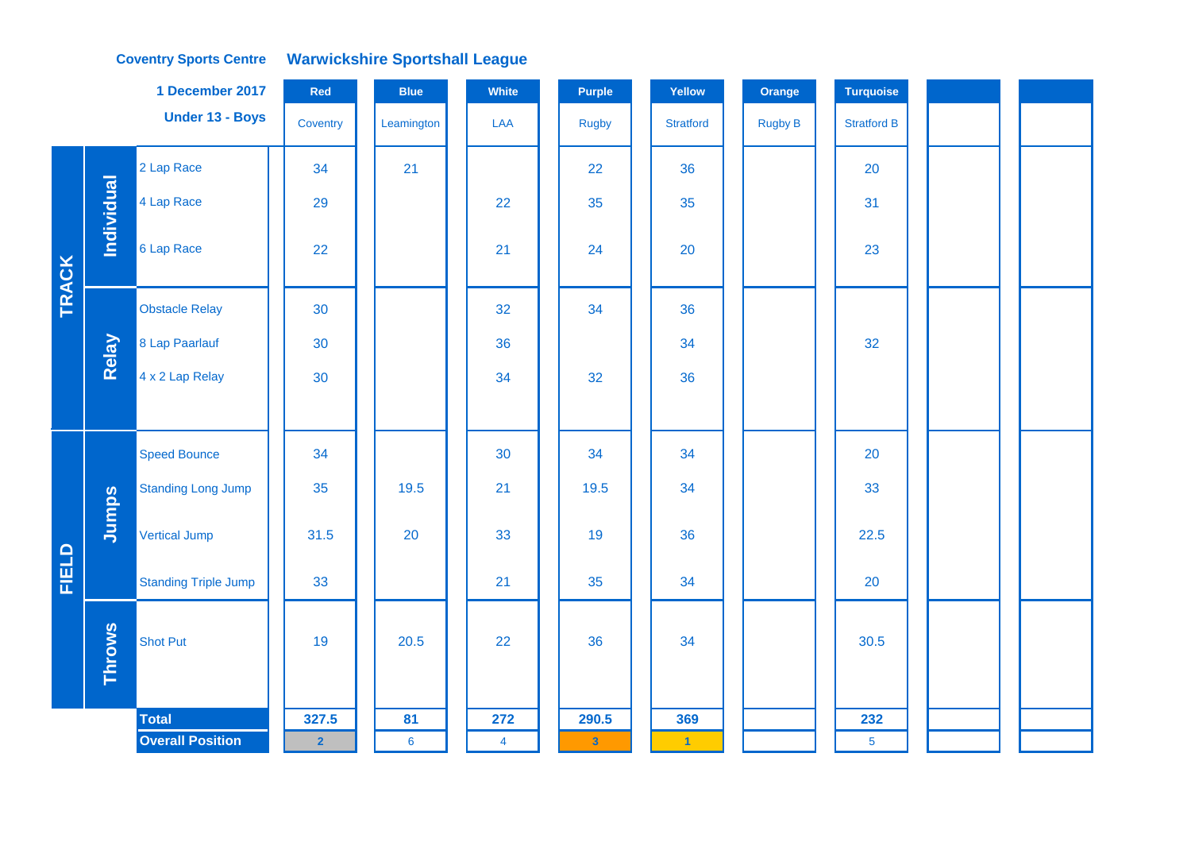**Coventry Sports Centre** **Warwickshire Sportshall League**

**1 December 2017**

**Under 13 - Boys**

| | | Event | Red | Blue | White | Purple | Yellow | Orange | Turquoise | | |
|---|---|---|---|---|---|---|---|---|---|---|---|
| | | | Coventry | Leamington | LAA | Rugby | Stratford | Rugby B | Stratford B | | |
| TRACK | Individual | 2 Lap Race | 34 | 21 | | 22 | 36 | | 20 | | |
| | | 4 Lap Race | 29 | | 22 | 35 | 35 | | 31 | | |
| | | 6 Lap Race | 22 | | 21 | 24 | 20 | | 23 | | |
| | Relay | Obstacle Relay | 30 | | 32 | 34 | 36 | | | | |
| | | 8 Lap Paarlauf | 30 | | 36 | | 34 | | 32 | | |
| | | 4 x 2 Lap Relay | 30 | | 34 | 32 | 36 | | | | |
| FIELD | Jumps | Speed Bounce | 34 | | 30 | 34 | 34 | | 20 | | |
| | | Standing Long Jump | 35 | 19.5 | 21 | 19.5 | 34 | | 33 | | |
| | | Vertical Jump | 31.5 | 20 | 33 | 19 | 36 | | 22.5 | | |
| | | Standing Triple Jump | 33 | | 21 | 35 | 34 | | 20 | | |
| | Throws | Shot Put | 19 | 20.5 | 22 | 36 | 34 | | 30.5 | | |
| | | **Total** | **327.5** | **81** | **272** | **290.5** | **369** | | **232** | | |
| | | **Overall Position** | 2 | 6 | 4 | 3 | 1 | | 5 | | |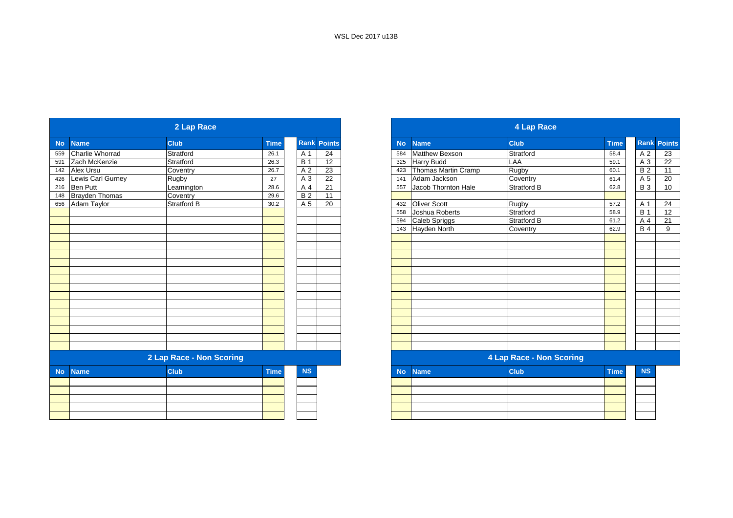WSL Dec 2017 u13B

## 2 Lap Race

| No | Name | Club | Time | Rank | Points |
|---|---|---|---|---|---|
| 559 | Charlie Whorrad | Stratford | 26.1 | A 1 | 24 |
| 591 | Zach McKenzie | Stratford | 26.3 | B 1 | 12 |
| 142 | Alex Ursu | Coventry | 26.7 | A 2 | 23 |
| 426 | Lewis Carl Gurney | Rugby | 27 | A 3 | 22 |
| 216 | Ben Putt | Leamington | 28.6 | A 4 | 21 |
| 148 | Brayden Thomas | Coventry | 29.6 | B 2 | 11 |
| 656 | Adam Taylor | Stratford B | 30.2 | A 5 | 20 |

## 2 Lap Race - Non Scoring

| No | Name | Club | Time | NS |
|---|---|---|---|---|

## 4 Lap Race

| No | Name | Club | Time | Rank | Points |
|---|---|---|---|---|---|
| 584 | Matthew Bexson | Stratford | 58.4 | A 2 | 23 |
| 325 | Harry Budd | LAA | 59.1 | A 3 | 22 |
| 423 | Thomas Martin Cramp | Rugby | 60.1 | B 2 | 11 |
| 141 | Adam Jackson | Coventry | 61.4 | A 5 | 20 |
| 557 | Jacob Thornton Hale | Stratford B | 62.8 | B 3 | 10 |
| | | | | | |
| 432 | Oliver Scott | Rugby | 57.2 | A 1 | 24 |
| 558 | Joshua Roberts | Stratford | 58.9 | B 1 | 12 |
| 594 | Caleb Spriggs | Stratford B | 61.2 | A 4 | 21 |
| 143 | Hayden North | Coventry | 62.9 | B 4 | 9 |

## 4 Lap Race - Non Scoring

| No | Name | Club | Time | NS |
|---|---|---|---|---|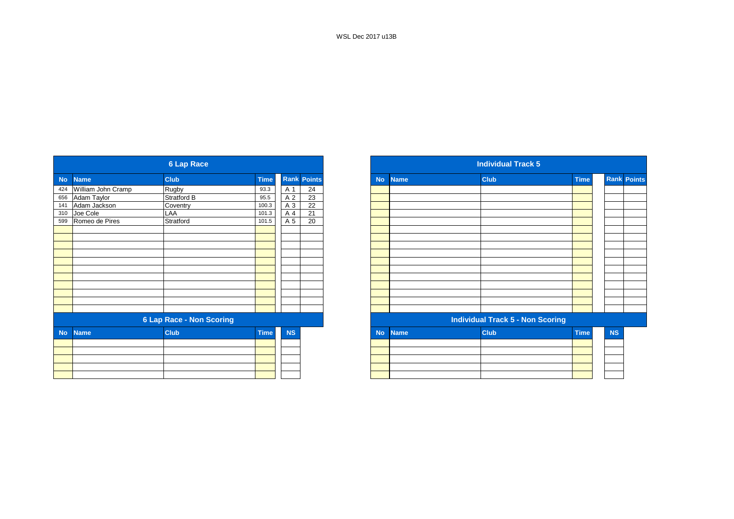WSL Dec 2017 u13B

## 6 Lap Race

| No | Name | Club | Time | Rank | Points |
|---|---|---|---|---|---|
| 424 | William John Cramp | Rugby | 93.3 | A 1 | 24 |
| 656 | Adam Taylor | Stratford B | 95.5 | A 2 | 23 |
| 141 | Adam Jackson | Coventry | 100.3 | A 3 | 22 |
| 310 | Joe Cole | LAA | 101.3 | A 4 | 21 |
| 599 | Romeo de Pires | Stratford | 101.5 | A 5 | 20 |

## 6 Lap Race - Non Scoring

| No | Name | Club | Time | NS |
|---|---|---|---|---|

## Individual Track 5

| No | Name | Club | Time | Rank | Points |
|---|---|---|---|---|---|

## Individual Track 5 - Non Scoring

| No | Name | Club | Time | NS |
|---|---|---|---|---|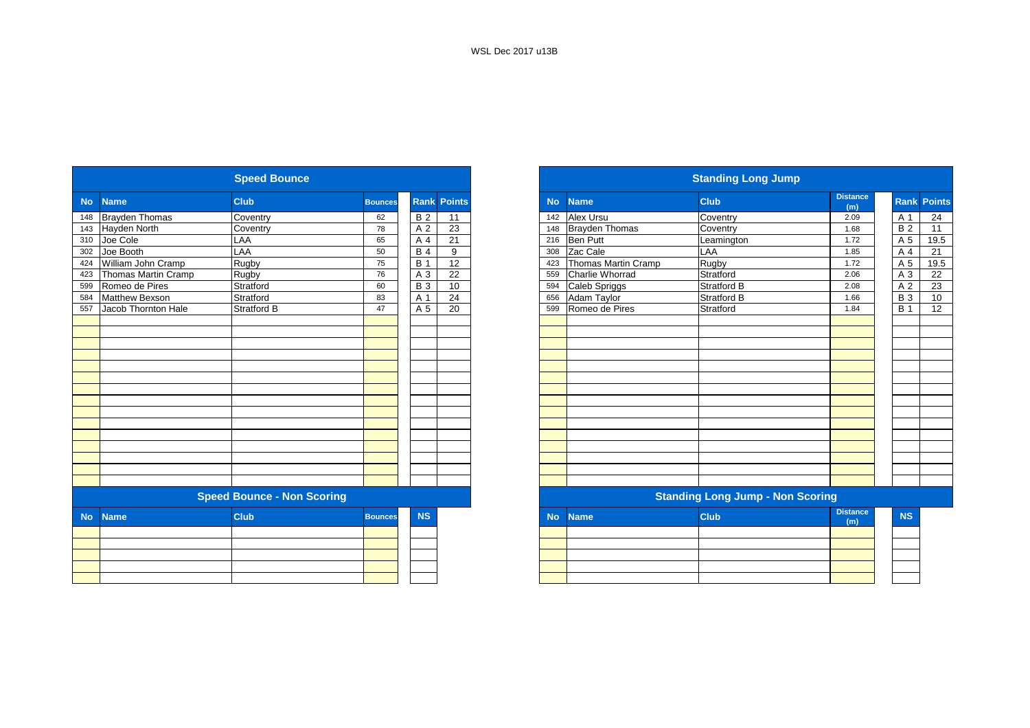WSL Dec 2017 u13B

## Speed Bounce

| No | Name | Club | Bounces | Rank | Points |
|---|---|---|---|---|---|
| 148 | Brayden Thomas | Coventry | 62 | B 2 | 11 |
| 143 | Hayden North | Coventry | 78 | A 2 | 23 |
| 310 | Joe Cole | LAA | 65 | A 4 | 21 |
| 302 | Joe Booth | LAA | 50 | B 4 | 9 |
| 424 | William John Cramp | Rugby | 75 | B 1 | 12 |
| 423 | Thomas Martin Cramp | Rugby | 76 | A 3 | 22 |
| 599 | Romeo de Pires | Stratford | 60 | B 3 | 10 |
| 584 | Matthew Bexson | Stratford | 83 | A 1 | 24 |
| 557 | Jacob Thornton Hale | Stratford B | 47 | A 5 | 20 |

## Speed Bounce - Non Scoring

| No | Name | Club | Bounces | NS |
|---|---|---|---|---|

## Standing Long Jump

| No | Name | Club | Distance (m) | Rank | Points |
|---|---|---|---|---|---|
| 142 | Alex Ursu | Coventry | 2.09 | A 1 | 24 |
| 148 | Brayden Thomas | Coventry | 1.68 | B 2 | 11 |
| 216 | Ben Putt | Leamington | 1.72 | A 5 | 19.5 |
| 308 | Zac Cale | LAA | 1.85 | A 4 | 21 |
| 423 | Thomas Martin Cramp | Rugby | 1.72 | A 5 | 19.5 |
| 559 | Charlie Whorrad | Stratford | 2.06 | A 3 | 22 |
| 594 | Caleb Spriggs | Stratford B | 2.08 | A 2 | 23 |
| 656 | Adam Taylor | Stratford B | 1.66 | B 3 | 10 |
| 599 | Romeo de Pires | Stratford | 1.84 | B 1 | 12 |

## Standing Long Jump - Non Scoring

| No | Name | Club | Distance (m) | NS |
|---|---|---|---|---|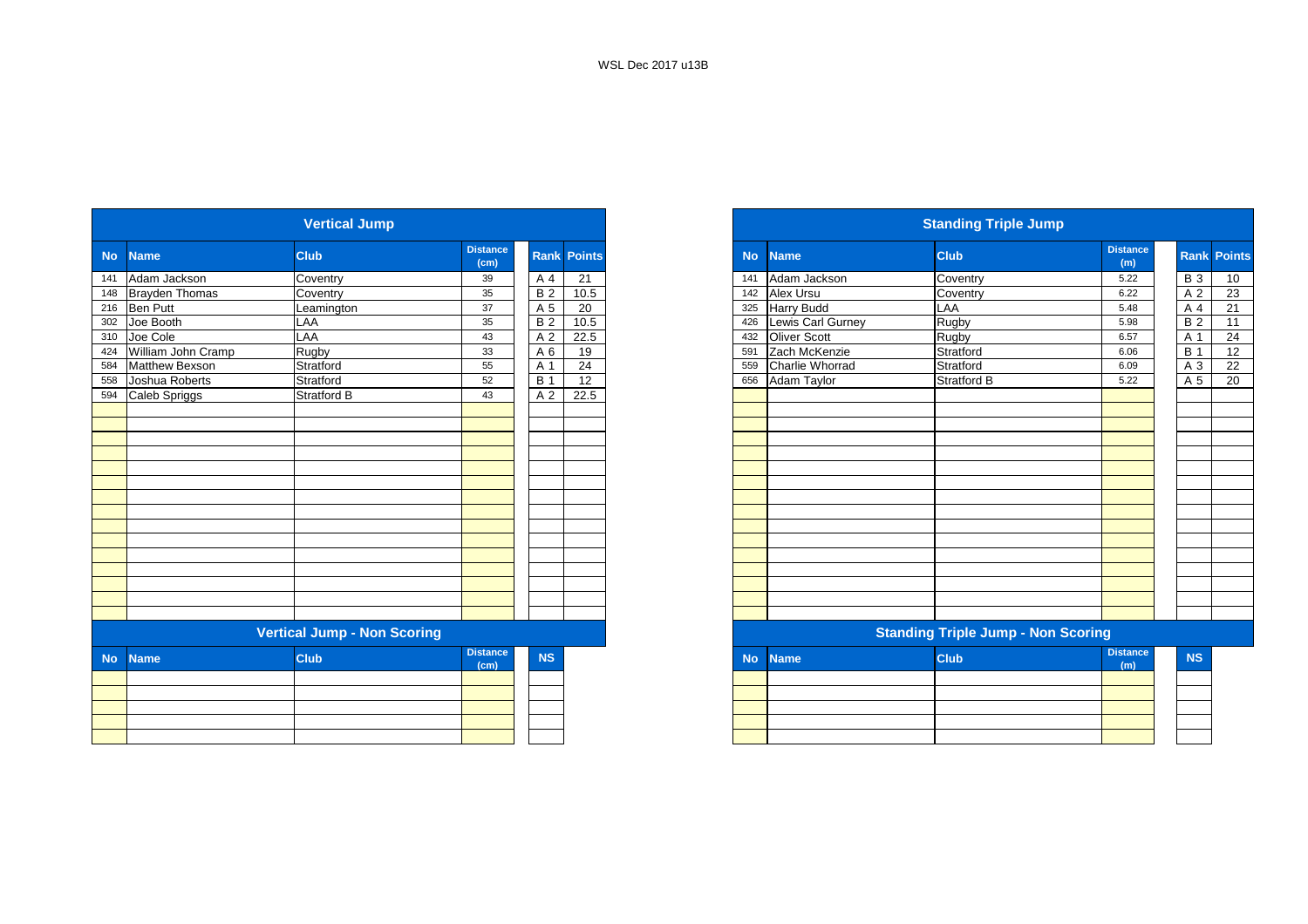WSL Dec 2017 u13B

## Vertical Jump

| No | Name | Club | Distance (cm) | Rank | Points |
|---|---|---|---|---|---|
| 141 | Adam Jackson | Coventry | 39 | A 4 | 21 |
| 148 | Brayden Thomas | Coventry | 35 | B 2 | 10.5 |
| 216 | Ben Putt | Leamington | 37 | A 5 | 20 |
| 302 | Joe Booth | LAA | 35 | B 2 | 10.5 |
| 310 | Joe Cole | LAA | 43 | A 2 | 22.5 |
| 424 | William John Cramp | Rugby | 33 | A 6 | 19 |
| 584 | Matthew Bexson | Stratford | 55 | A 1 | 24 |
| 558 | Joshua Roberts | Stratford | 52 | B 1 | 12 |
| 594 | Caleb Spriggs | Stratford B | 43 | A 2 | 22.5 |

## Vertical Jump - Non Scoring

| No | Name | Club | Distance (cm) | NS |
|---|---|---|---|---|
| | | | | |

## Standing Triple Jump

| No | Name | Club | Distance (m) | Rank | Points |
|---|---|---|---|---|---|
| 141 | Adam Jackson | Coventry | 5.22 | B 3 | 10 |
| 142 | Alex Ursu | Coventry | 6.22 | A 2 | 23 |
| 325 | Harry Budd | LAA | 5.48 | A 4 | 21 |
| 426 | Lewis Carl Gurney | Rugby | 5.98 | B 2 | 11 |
| 432 | Oliver Scott | Rugby | 6.57 | A 1 | 24 |
| 591 | Zach McKenzie | Stratford | 6.06 | B 1 | 12 |
| 559 | Charlie Whorrad | Stratford | 6.09 | A 3 | 22 |
| 656 | Adam Taylor | Stratford B | 5.22 | A 5 | 20 |

## Standing Triple Jump - Non Scoring

| No | Name | Club | Distance (m) | NS |
|---|---|---|---|---|
| | | | | |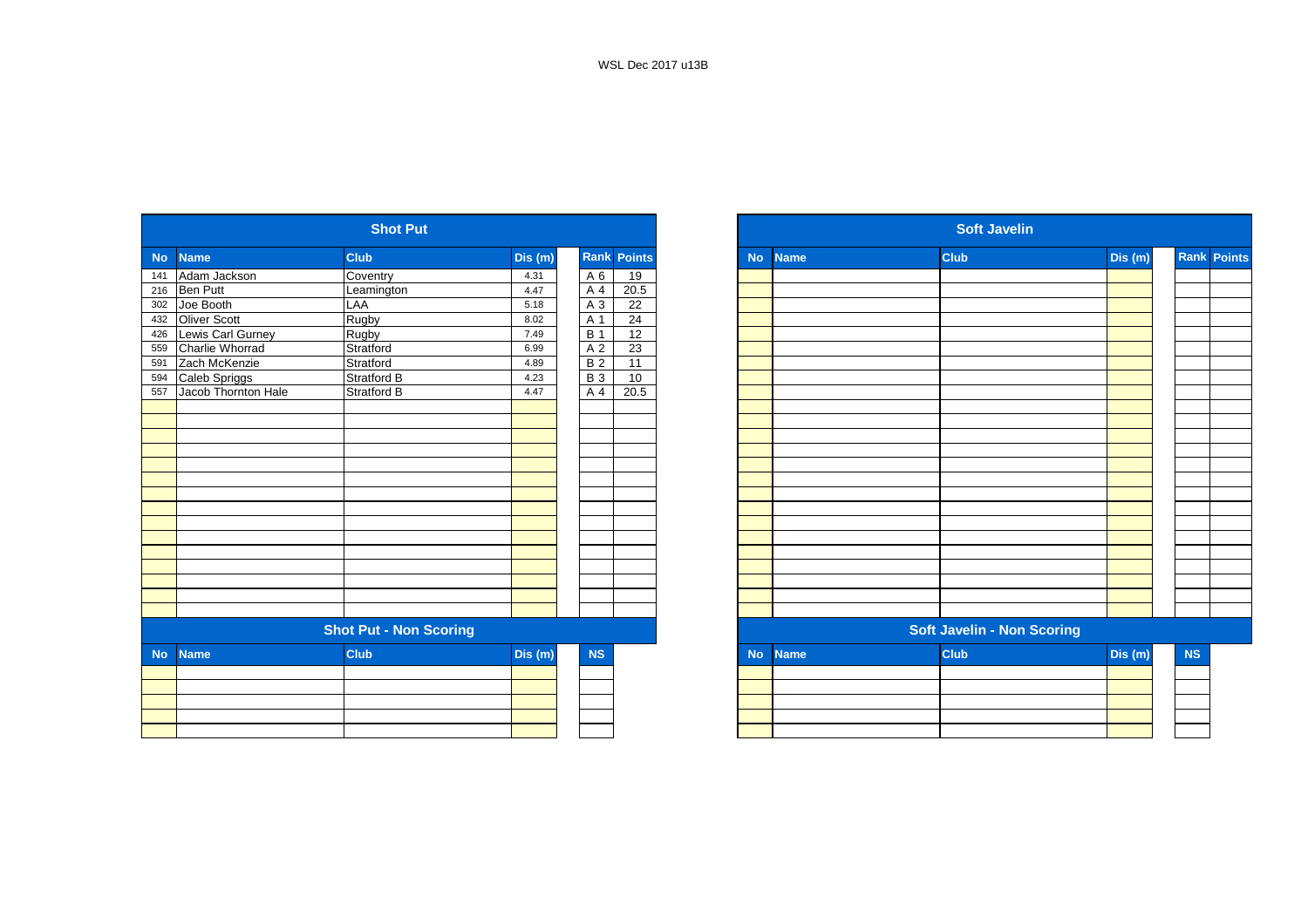WSL Dec 2017 u13B

## Shot Put

| No | Name | Club | Dis (m) | Rank | Points |
|---|---|---|---|---|---|
| 141 | Adam Jackson | Coventry | 4.31 | A 6 | 19 |
| 216 | Ben Putt | Leamington | 4.47 | A 4 | 20.5 |
| 302 | Joe Booth | LAA | 5.18 | A 3 | 22 |
| 432 | Oliver Scott | Rugby | 8.02 | A 1 | 24 |
| 426 | Lewis Carl Gurney | Rugby | 7.49 | B 1 | 12 |
| 559 | Charlie Whorrad | Stratford | 6.99 | A 2 | 23 |
| 591 | Zach McKenzie | Stratford | 4.89 | B 2 | 11 |
| 594 | Caleb Spriggs | Stratford B | 4.23 | B 3 | 10 |
| 557 | Jacob Thornton Hale | Stratford B | 4.47 | A 4 | 20.5 |

## Shot Put - Non Scoring

| No | Name | Club | Dis (m) | NS |
|---|---|---|---|---|

## Soft Javelin

| No | Name | Club | Dis (m) | Rank | Points |
|---|---|---|---|---|---|

## Soft Javelin - Non Scoring

| No | Name | Club | Dis (m) | NS |
|---|---|---|---|---|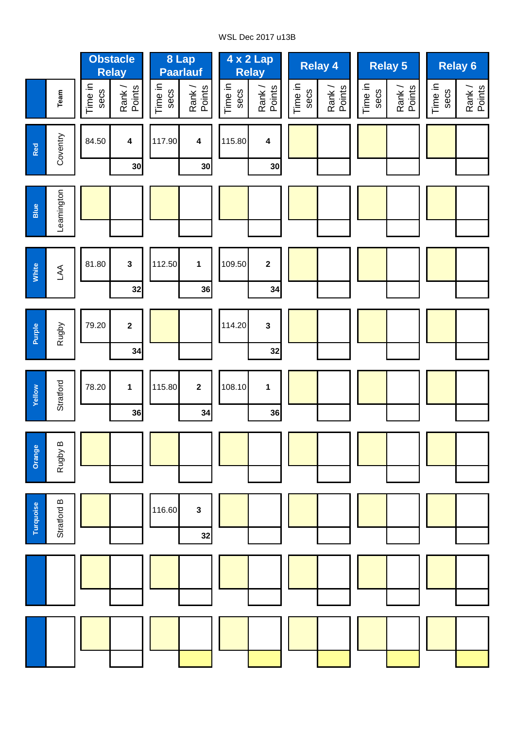WSL Dec 2017 u13B

| | Team | Obstacle Relay | | 8 Lap Paarlauf | | 4 x 2 Lap Relay | | Relay 4 | | Relay 5 | | Relay 6 | |
|---|---|---|---|---|---|---|---|---|---|---|---|---|---|
| | | Time in secs | Rank / Points | Time in secs | Rank / Points | Time in secs | Rank / Points | Time in secs | Rank / Points | Time in secs | Rank / Points | Time in secs | Rank / Points |
| Red | Coventry | 84.50 | 4 | 117.90 | 4 | 115.80 | 4 | | | | | | |
| | | | 30 | | 30 | | 30 | | | | | | |
| Blue | Leamington | | | | | | | | | | | | |
| | | | | | | | | | | | | | |
| White | LAA | 81.80 | 3 | 112.50 | 1 | 109.50 | 2 | | | | | | |
| | | | 32 | | 36 | | 34 | | | | | | |
| Purple | Rugby | 79.20 | 2 | | | 114.20 | 3 | | | | | | |
| | | | 34 | | | | 32 | | | | | | |
| Yellow | Stratford | 78.20 | 1 | 115.80 | 2 | 108.10 | 1 | | | | | | |
| | | | 36 | | 34 | | 36 | | | | | | |
| Orange | Rugby B | | | | | | | | | | | | |
| | | | | | | | | | | | | | |
| Turquoise | Stratford B | | | 116.60 | 3 | | | | | | | | |
| | | | | | 32 | | | | | | | | |
| | | | | | | | | | | | | | |
| | | | | | | | | | | | | | |
| | | | | | | | | | | | | | |
| | | | | | | | | | | | | | |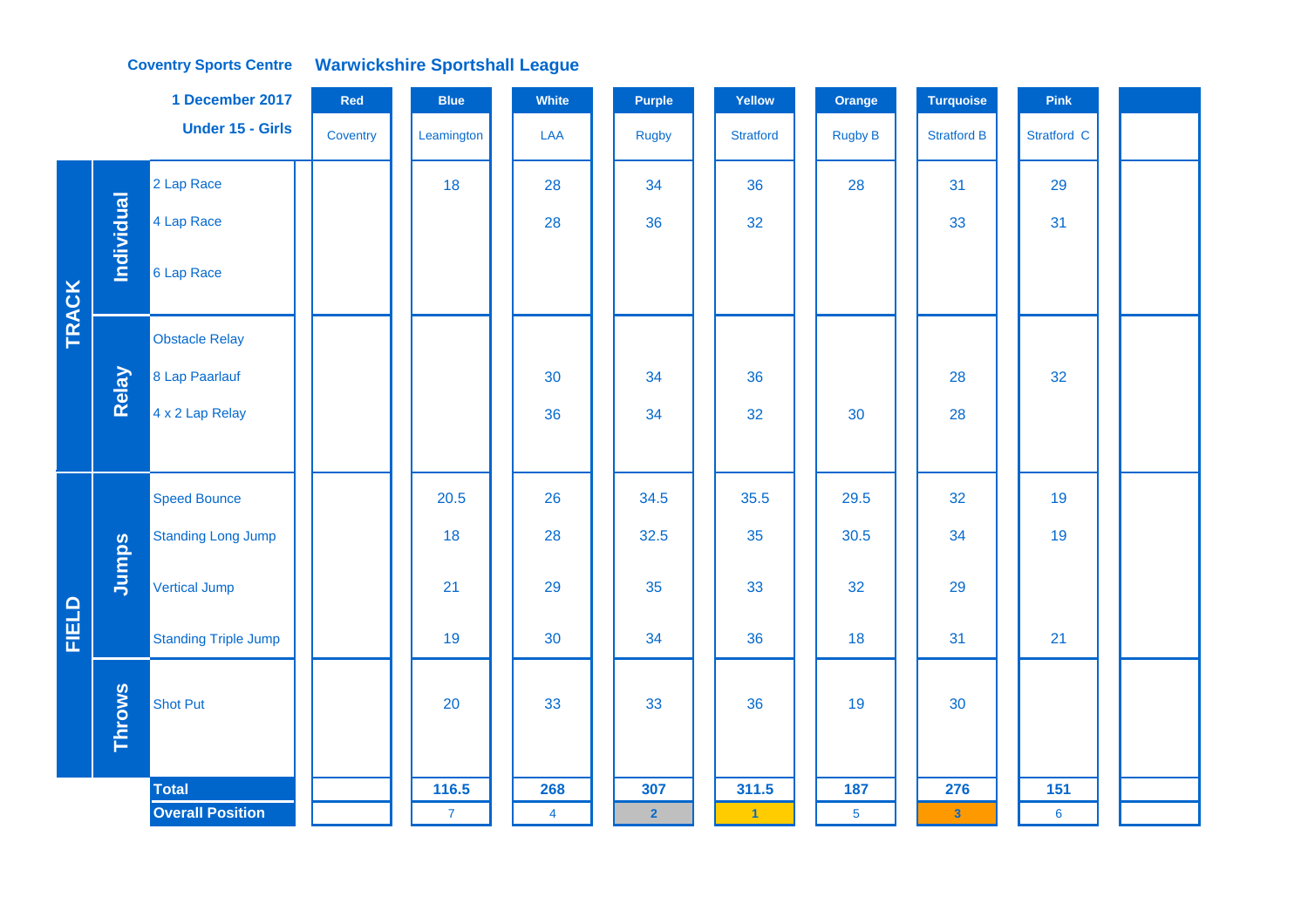**Coventry Sports Centre** **Warwickshire Sportshall League**

**1 December 2017**

**Under 15 - Girls**

| | | | Red | Blue | White | Purple | Yellow | Orange | Turquoise | Pink | |
|---|---|---|---|---|---|---|---|---|---|---|---|
| | | | Coventry | Leamington | LAA | Rugby | Stratford | Rugby B | Stratford B | Stratford C | |
| TRACK | Individual | 2 Lap Race | | 18 | 28 | 34 | 36 | 28 | 31 | 29 | |
| | | 4 Lap Race | | | 28 | 36 | 32 | | 33 | 31 | |
| | | 6 Lap Race | | | | | | | | | |
| | Relay | Obstacle Relay | | | | | | | | | |
| | | 8 Lap Paarlauf | | | 30 | 34 | 36 | | 28 | 32 | |
| | | 4 x 2 Lap Relay | | | 36 | 34 | 32 | 30 | 28 | | |
| FIELD | Jumps | Speed Bounce | | 20.5 | 26 | 34.5 | 35.5 | 29.5 | 32 | 19 | |
| | | Standing Long Jump | | 18 | 28 | 32.5 | 35 | 30.5 | 34 | 19 | |
| | | Vertical Jump | | 21 | 29 | 35 | 33 | 32 | 29 | | |
| | | Standing Triple Jump | | 19 | 30 | 34 | 36 | 18 | 31 | 21 | |
| | Throws | Shot Put | | 20 | 33 | 33 | 36 | 19 | 30 | | |
| | | **Total** | | **116.5** | **268** | **307** | **311.5** | **187** | **276** | **151** | |
| | | **Overall Position** | | 7 | 4 | 2 | 1 | 5 | 3 | 6 | |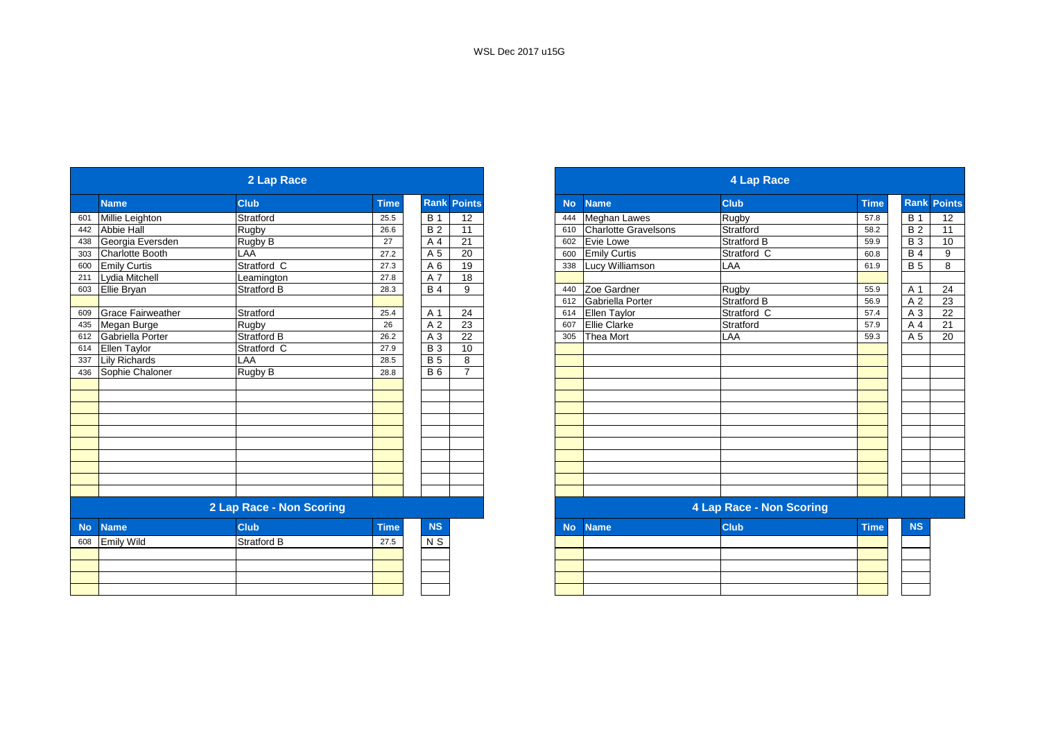WSL Dec 2017 u15G

## 2 Lap Race

| No | Name | Club | Time | Rank | Points |
|---|---|---|---|---|---|
| 601 | Millie Leighton | Stratford | 25.5 | B 1 | 12 |
| 442 | Abbie Hall | Rugby | 26.6 | B 2 | 11 |
| 438 | Georgia Eversden | Rugby B | 27 | A 4 | 21 |
| 303 | Charlotte Booth | LAA | 27.2 | A 5 | 20 |
| 600 | Emily Curtis | Stratford C | 27.3 | A 6 | 19 |
| 211 | Lydia Mitchell | Leamington | 27.8 | A 7 | 18 |
| 603 | Ellie Bryan | Stratford B | 28.3 | B 4 | 9 |
| | | | | | |
| 609 | Grace Fairweather | Stratford | 25.4 | A 1 | 24 |
| 435 | Megan Burge | Rugby | 26 | A 2 | 23 |
| 612 | Gabriella Porter | Stratford B | 26.2 | A 3 | 22 |
| 614 | Ellen Taylor | Stratford C | 27.9 | B 3 | 10 |
| 337 | Lily Richards | LAA | 28.5 | B 5 | 8 |
| 436 | Sophie Chaloner | Rugby B | 28.8 | B 6 | 7 |

## 2 Lap Race - Non Scoring

| No | Name | Club | Time | NS |
|---|---|---|---|---|
| 608 | Emily Wild | Stratford B | 27.5 | N S |

## 4 Lap Race

| No | Name | Club | Time | Rank | Points |
|---|---|---|---|---|---|
| 444 | Meghan Lawes | Rugby | 57.8 | B 1 | 12 |
| 610 | Charlotte Gravelsons | Stratford | 58.2 | B 2 | 11 |
| 602 | Evie Lowe | Stratford B | 59.9 | B 3 | 10 |
| 600 | Emily Curtis | Stratford C | 60.8 | B 4 | 9 |
| 338 | Lucy Williamson | LAA | 61.9 | B 5 | 8 |
| | | | | | |
| 440 | Zoe Gardner | Rugby | 55.9 | A 1 | 24 |
| 612 | Gabriella Porter | Stratford B | 56.9 | A 2 | 23 |
| 614 | Ellen Taylor | Stratford C | 57.4 | A 3 | 22 |
| 607 | Ellie Clarke | Stratford | 57.9 | A 4 | 21 |
| 305 | Thea Mort | LAA | 59.3 | A 5 | 20 |

## 4 Lap Race - Non Scoring

| No | Name | Club | Time | NS |
|---|---|---|---|---|
| | | | | |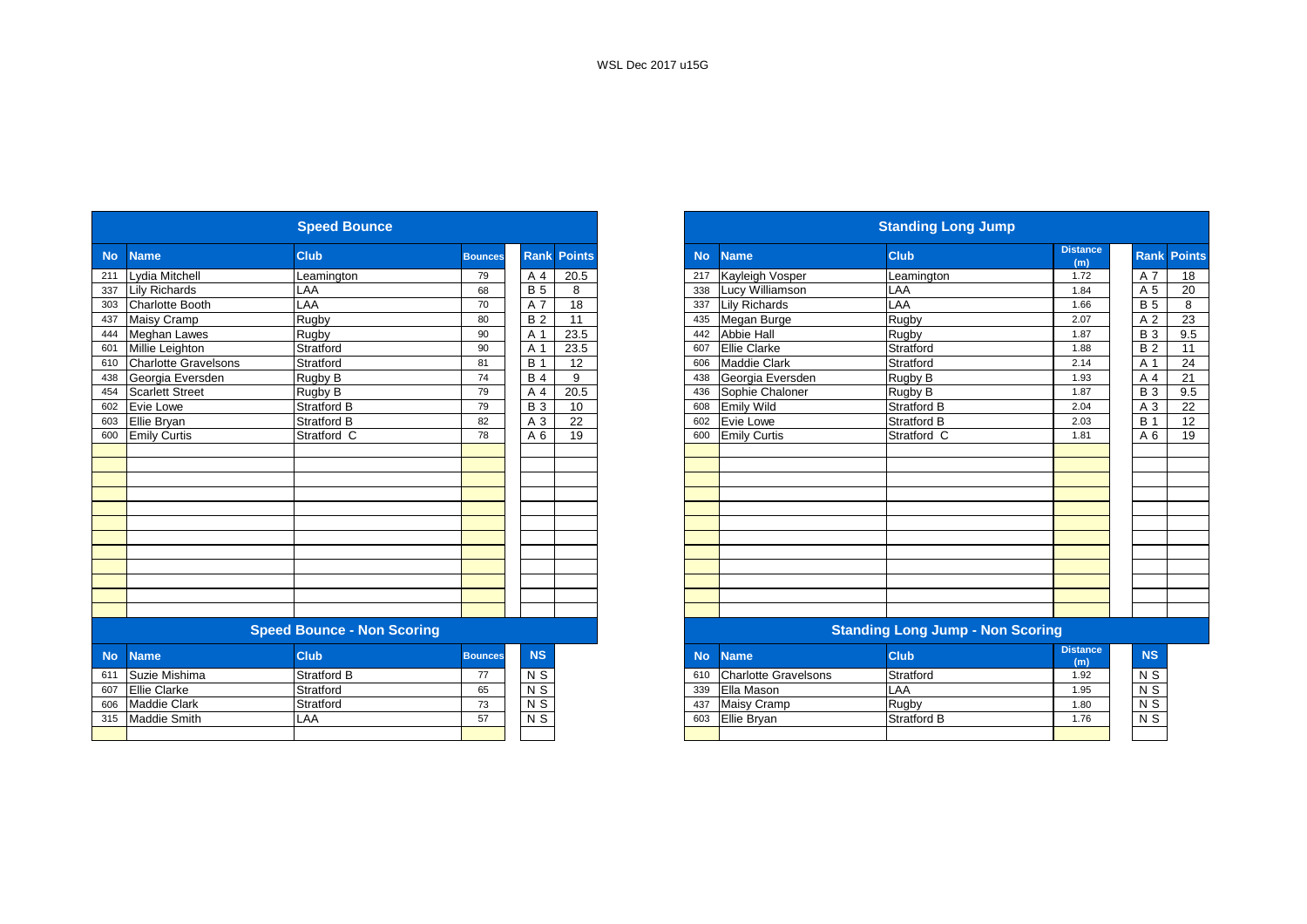WSL Dec 2017 u15G

## Speed Bounce

| No | Name | Club | Bounces | Rank | Points |
|---|---|---|---|---|---|
| 211 | Lydia Mitchell | Leamington | 79 | A 4 | 20.5 |
| 337 | Lily Richards | LAA | 68 | B 5 | 8 |
| 303 | Charlotte Booth | LAA | 70 | A 7 | 18 |
| 437 | Maisy Cramp | Rugby | 80 | B 2 | 11 |
| 444 | Meghan Lawes | Rugby | 90 | A 1 | 23.5 |
| 601 | Millie Leighton | Stratford | 90 | A 1 | 23.5 |
| 610 | Charlotte Gravelsons | Stratford | 81 | B 1 | 12 |
| 438 | Georgia Eversden | Rugby B | 74 | B 4 | 9 |
| 454 | Scarlett Street | Rugby B | 79 | A 4 | 20.5 |
| 602 | Evie Lowe | Stratford B | 79 | B 3 | 10 |
| 603 | Ellie Bryan | Stratford B | 82 | A 3 | 22 |
| 600 | Emily Curtis | Stratford C | 78 | A 6 | 19 |

## Speed Bounce - Non Scoring

| No | Name | Club | Bounces | NS |
|---|---|---|---|---|
| 611 | Suzie Mishima | Stratford B | 77 | N S |
| 607 | Ellie Clarke | Stratford | 65 | N S |
| 606 | Maddie Clark | Stratford | 73 | N S |
| 315 | Maddie Smith | LAA | 57 | N S |

## Standing Long Jump

| No | Name | Club | Distance (m) | Rank | Points |
|---|---|---|---|---|---|
| 217 | Kayleigh Vosper | Leamington | 1.72 | A 7 | 18 |
| 338 | Lucy Williamson | LAA | 1.84 | A 5 | 20 |
| 337 | Lily Richards | LAA | 1.66 | B 5 | 8 |
| 435 | Megan Burge | Rugby | 2.07 | A 2 | 23 |
| 442 | Abbie Hall | Rugby | 1.87 | B 3 | 9.5 |
| 607 | Ellie Clarke | Stratford | 1.88 | B 2 | 11 |
| 606 | Maddie Clark | Stratford | 2.14 | A 1 | 24 |
| 438 | Georgia Eversden | Rugby B | 1.93 | A 4 | 21 |
| 436 | Sophie Chaloner | Rugby B | 1.87 | B 3 | 9.5 |
| 608 | Emily Wild | Stratford B | 2.04 | A 3 | 22 |
| 602 | Evie Lowe | Stratford B | 2.03 | B 1 | 12 |
| 600 | Emily Curtis | Stratford C | 1.81 | A 6 | 19 |

## Standing Long Jump - Non Scoring

| No | Name | Club | Distance (m) | NS |
|---|---|---|---|---|
| 610 | Charlotte Gravelsons | Stratford | 1.92 | N S |
| 339 | Ella Mason | LAA | 1.95 | N S |
| 437 | Maisy Cramp | Rugby | 1.80 | N S |
| 603 | Ellie Bryan | Stratford B | 1.76 | N S |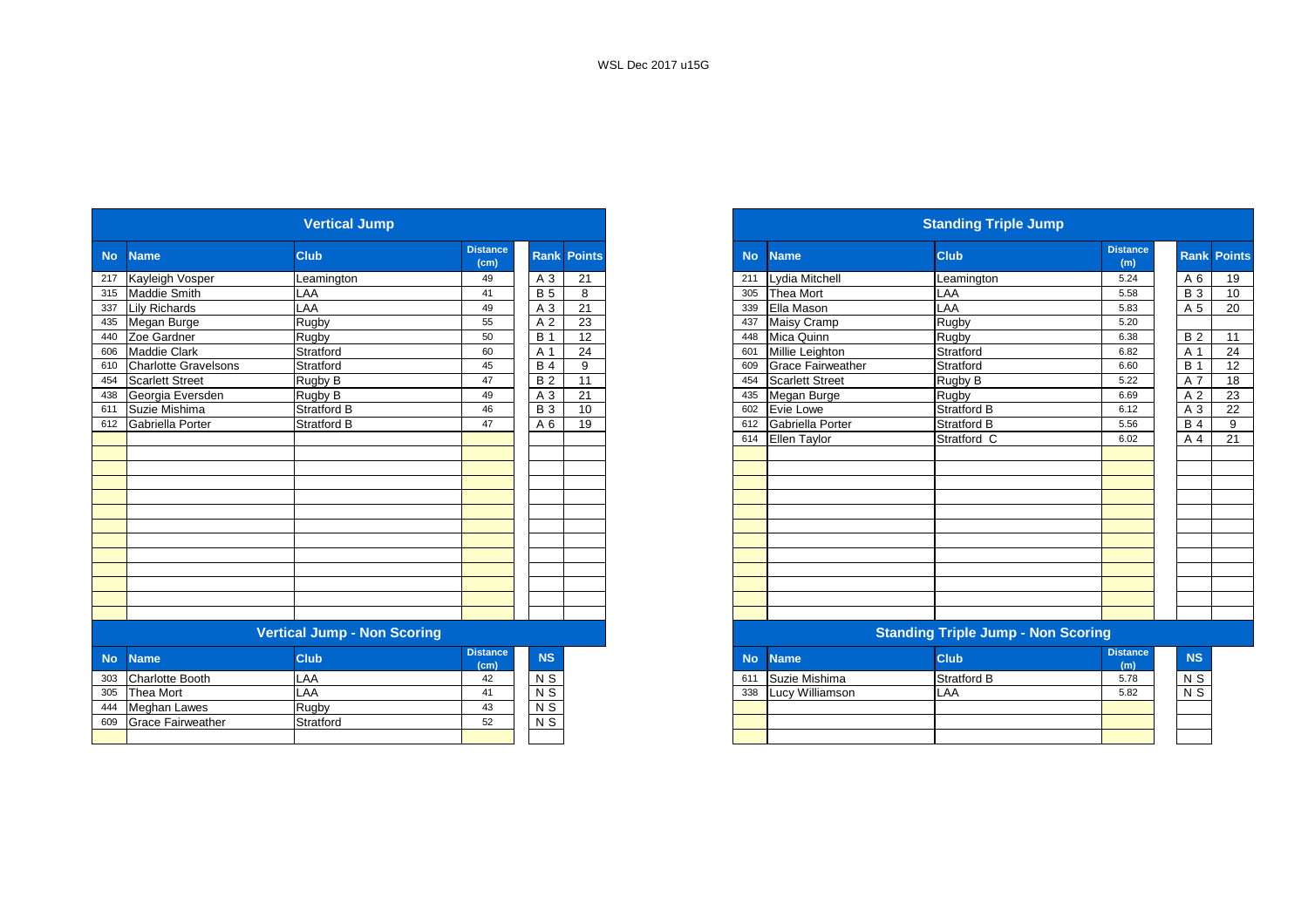WSL Dec 2017 u15G

## Vertical Jump

| No | Name | Club | Distance (cm) | Rank | Points |
|---|---|---|---|---|---|
| 217 | Kayleigh Vosper | Leamington | 49 | A 3 | 21 |
| 315 | Maddie Smith | LAA | 41 | B 5 | 8 |
| 337 | Lily Richards | LAA | 49 | A 3 | 21 |
| 435 | Megan Burge | Rugby | 55 | A 2 | 23 |
| 440 | Zoe Gardner | Rugby | 50 | B 1 | 12 |
| 606 | Maddie Clark | Stratford | 60 | A 1 | 24 |
| 610 | Charlotte Gravelsons | Stratford | 45 | B 4 | 9 |
| 454 | Scarlett Street | Rugby B | 47 | B 2 | 11 |
| 438 | Georgia Eversden | Rugby B | 49 | A 3 | 21 |
| 611 | Suzie Mishima | Stratford B | 46 | B 3 | 10 |
| 612 | Gabriella Porter | Stratford B | 47 | A 6 | 19 |

## Vertical Jump - Non Scoring

| No | Name | Club | Distance (cm) | NS |
|---|---|---|---|---|
| 303 | Charlotte Booth | LAA | 42 | N S |
| 305 | Thea Mort | LAA | 41 | N S |
| 444 | Meghan Lawes | Rugby | 43 | N S |
| 609 | Grace Fairweather | Stratford | 52 | N S |

## Standing Triple Jump

| No | Name | Club | Distance (m) | Rank | Points |
|---|---|---|---|---|---|
| 211 | Lydia Mitchell | Leamington | 5.24 | A 6 | 19 |
| 305 | Thea Mort | LAA | 5.58 | B 3 | 10 |
| 339 | Ella Mason | LAA | 5.83 | A 5 | 20 |
| 437 | Maisy Cramp | Rugby | 5.20 | | |
| 448 | Mica Quinn | Rugby | 6.38 | B 2 | 11 |
| 601 | Millie Leighton | Stratford | 6.82 | A 1 | 24 |
| 609 | Grace Fairweather | Stratford | 6.60 | B 1 | 12 |
| 454 | Scarlett Street | Rugby B | 5.22 | A 7 | 18 |
| 435 | Megan Burge | Rugby | 6.69 | A 2 | 23 |
| 602 | Evie Lowe | Stratford B | 6.12 | A 3 | 22 |
| 612 | Gabriella Porter | Stratford B | 5.56 | B 4 | 9 |
| 614 | Ellen Taylor | Stratford C | 6.02 | A 4 | 21 |

## Standing Triple Jump - Non Scoring

| No | Name | Club | Distance (m) | NS |
|---|---|---|---|---|
| 611 | Suzie Mishima | Stratford B | 5.78 | N S |
| 338 | Lucy Williamson | LAA | 5.82 | N S |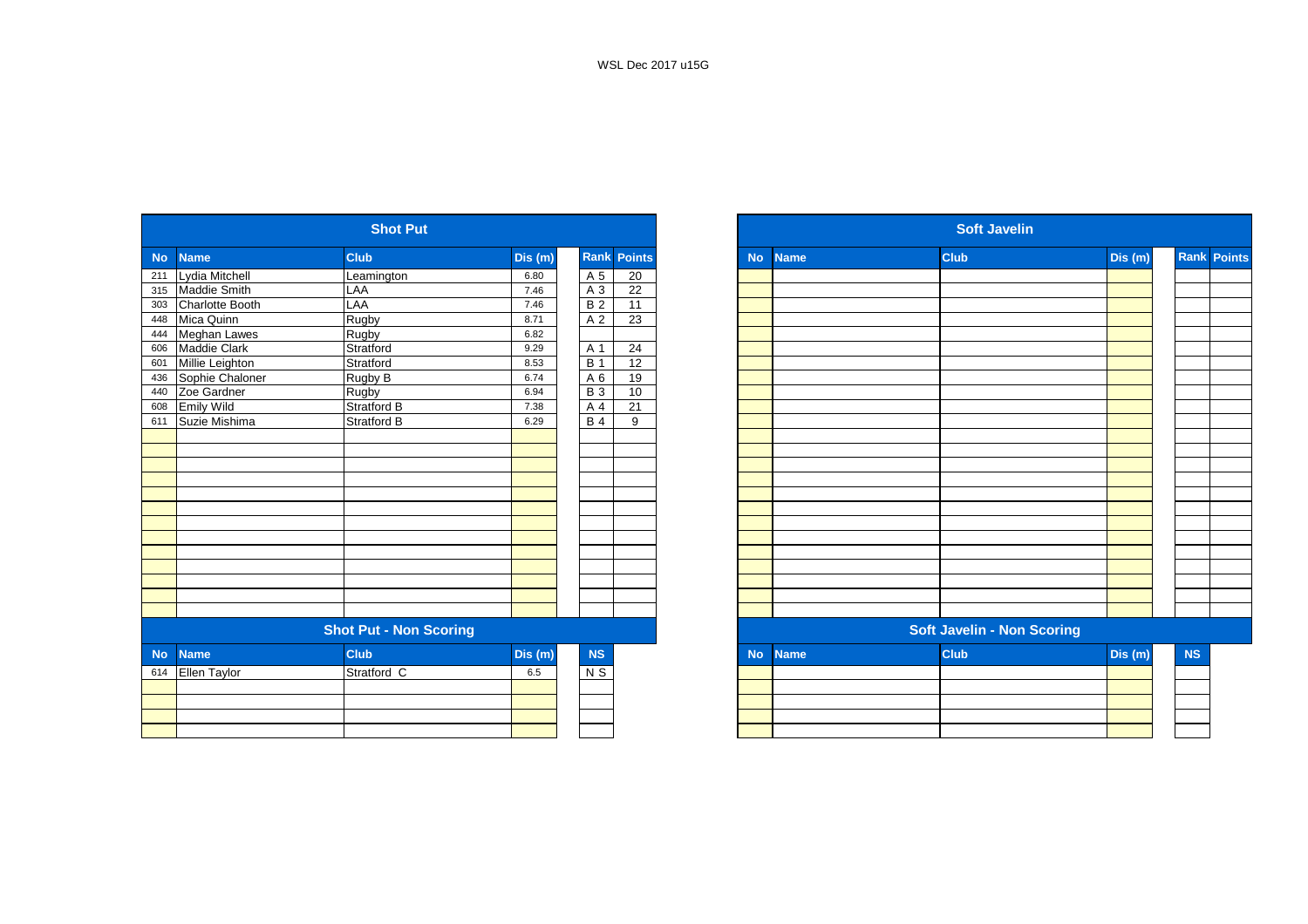WSL Dec 2017 u15G

## Shot Put

| No | Name | Club | Dis (m) | Rank | Points |
|---|---|---|---|---|---|
| 211 | Lydia Mitchell | Leamington | 6.80 | A 5 | 20 |
| 315 | Maddie Smith | LAA | 7.46 | A 3 | 22 |
| 303 | Charlotte Booth | LAA | 7.46 | B 2 | 11 |
| 448 | Mica Quinn | Rugby | 8.71 | A 2 | 23 |
| 444 | Meghan Lawes | Rugby | 6.82 | | |
| 606 | Maddie Clark | Stratford | 9.29 | A 1 | 24 |
| 601 | Millie Leighton | Stratford | 8.53 | B 1 | 12 |
| 436 | Sophie Chaloner | Rugby B | 6.74 | A 6 | 19 |
| 440 | Zoe Gardner | Rugby | 6.94 | B 3 | 10 |
| 608 | Emily Wild | Stratford B | 7.38 | A 4 | 21 |
| 611 | Suzie Mishima | Stratford B | 6.29 | B 4 | 9 |

## Shot Put - Non Scoring

| No | Name | Club | Dis (m) | NS |
|---|---|---|---|---|
| 614 | Ellen Taylor | Stratford C | 6.5 | N S |

## Soft Javelin

| No | Name | Club | Dis (m) | Rank | Points |
|---|---|---|---|---|---|

## Soft Javelin - Non Scoring

| No | Name | Club | Dis (m) | NS |
|---|---|---|---|---|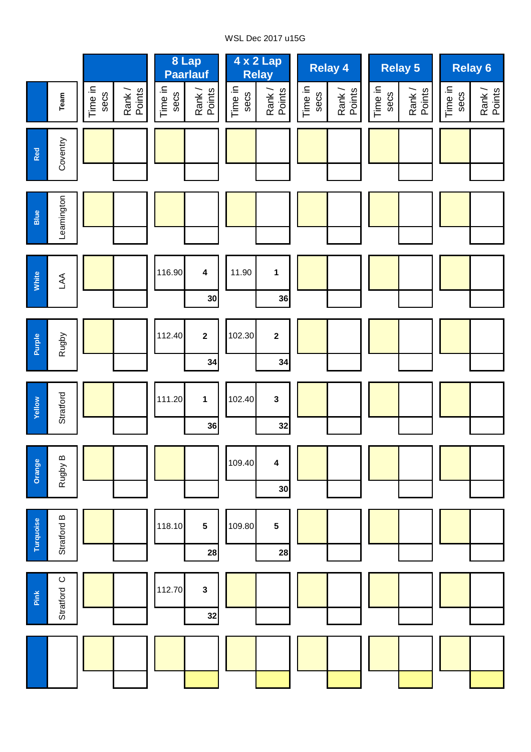WSL Dec 2017 u15G

| | Team | | | 8 Lap Paarlauf | | 4 x 2 Lap Relay | | Relay 4 | | Relay 5 | | Relay 6 | |
|---|---|---|---|---|---|---|---|---|---|---|---|---|---|
| | | Time in secs | Rank / Points | Time in secs | Rank / Points | Time in secs | Rank / Points | Time in secs | Rank / Points | Time in secs | Rank / Points | Time in secs | Rank / Points |
| Red | Coventry | | | | | | | | | | | | |
| Blue | Leamington | | | | | | | | | | | | |
| White | LAA | | | 116.90 | 4 / 30 | 11.90 | 1 / 36 | | | | | | |
| Purple | Rugby | | | 112.40 | 2 / 34 | 102.30 | 2 / 34 | | | | | | |
| Yellow | Stratford | | | 111.20 | 1 / 36 | 102.40 | 3 / 32 | | | | | | |
| Orange | Rugby B | | | | | 109.40 | 4 / 30 | | | | | | |
| Turquoise | Stratford B | | | 118.10 | 5 / 28 | 109.80 | 5 / 28 | | | | | | |
| Pink | Stratford C | | | 112.70 | 3 / 32 | | | | | | | | |
| | | | | | | | | | | | | | |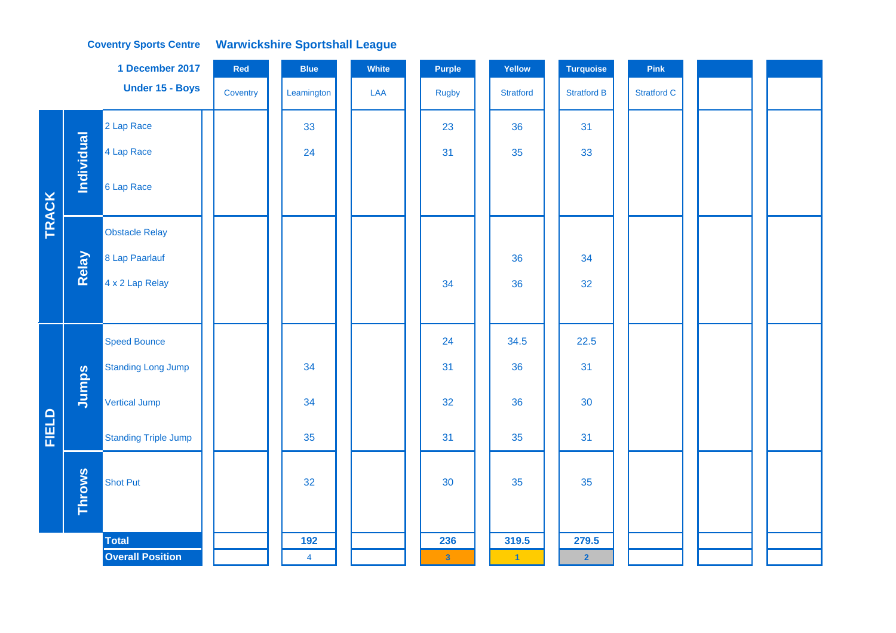**Coventry Sports Centre** **Warwickshire Sportshall League**

**1 December 2017**

**Under 15 - Boys**

| | | | Red | Blue | White | Purple | Yellow | Turquoise | Pink | | |
|---|---|---|---|---|---|---|---|---|---|---|---|
| | | | Coventry | Leamington | LAA | Rugby | Stratford | Stratford B | Stratford C | | |
| TRACK | Individual | 2 Lap Race | | 33 | | 23 | 36 | 31 | | | |
| | | 4 Lap Race | | 24 | | 31 | 35 | 33 | | | |
| | | 6 Lap Race | | | | | | | | | |
| | Relay | Obstacle Relay | | | | | | | | | |
| | | 8 Lap Paarlauf | | | | | 36 | 34 | | | |
| | | 4 x 2 Lap Relay | | | | 34 | 36 | 32 | | | |
| FIELD | Jumps | Speed Bounce | | | | 24 | 34.5 | 22.5 | | | |
| | | Standing Long Jump | | 34 | | 31 | 36 | 31 | | | |
| | | Vertical Jump | | 34 | | 32 | 36 | 30 | | | |
| | | Standing Triple Jump | | 35 | | 31 | 35 | 31 | | | |
| | Throws | Shot Put | | 32 | | 30 | 35 | 35 | | | |
| | | **Total** | | **192** | | **236** | **319.5** | **279.5** | | | |
| | | **Overall Position** | | 4 | | 3 | 1 | 2 | | | |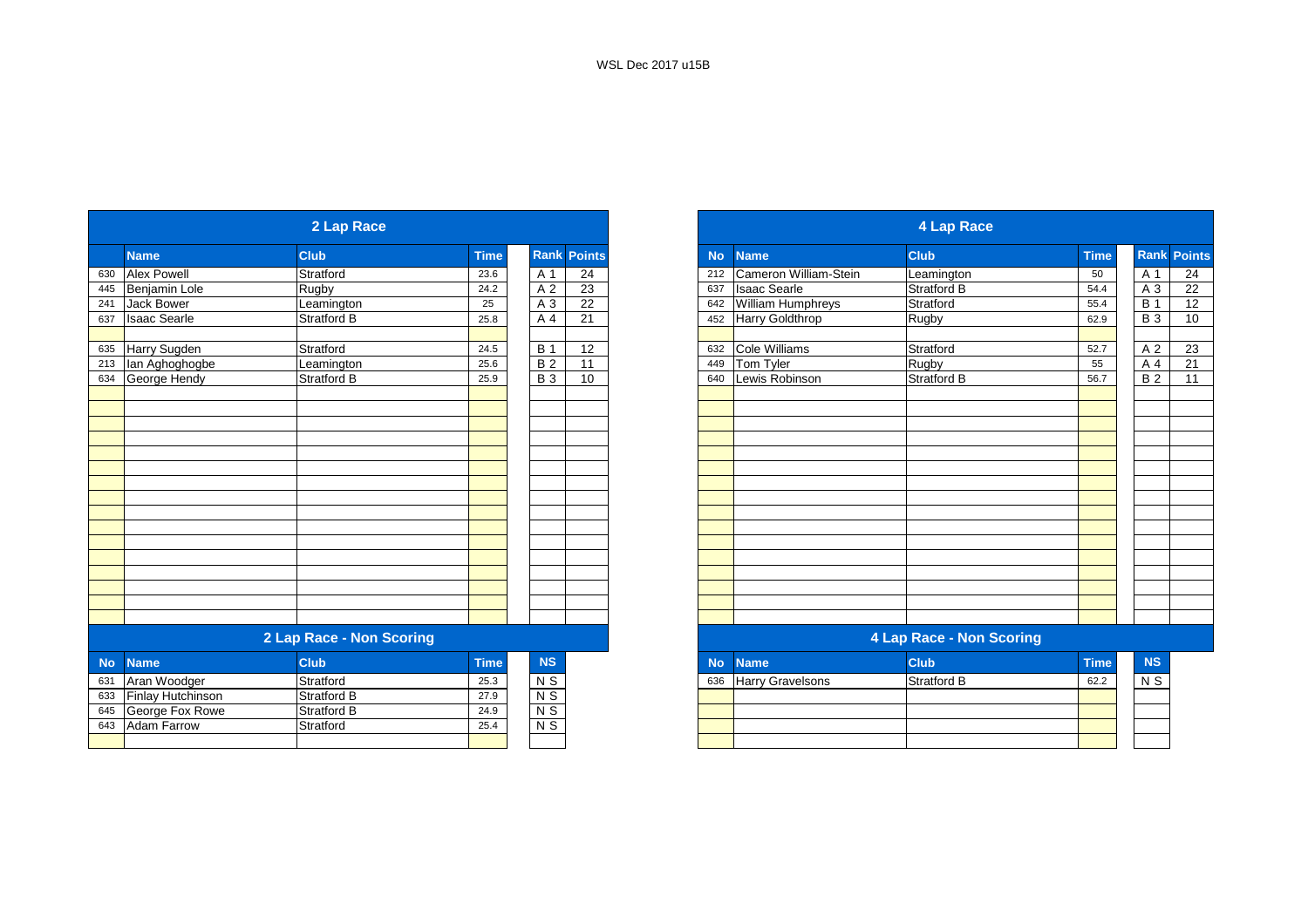WSL Dec 2017 u15B

## 2 Lap Race

| No | Name | Club | Time | Rank | Points |
|---|---|---|---|---|---|
| 630 | Alex Powell | Stratford | 23.6 | A 1 | 24 |
| 445 | Benjamin Lole | Rugby | 24.2 | A 2 | 23 |
| 241 | Jack Bower | Leamington | 25 | A 3 | 22 |
| 637 | Isaac Searle | Stratford B | 25.8 | A 4 | 21 |
| | | | | | |
| 635 | Harry Sugden | Stratford | 24.5 | B 1 | 12 |
| 213 | Ian Aghoghogbe | Leamington | 25.6 | B 2 | 11 |
| 634 | George Hendy | Stratford B | 25.9 | B 3 | 10 |

## 2 Lap Race - Non Scoring

| No | Name | Club | Time | NS |
|---|---|---|---|---|
| 631 | Aran Woodger | Stratford | 25.3 | N S |
| 633 | Finlay Hutchinson | Stratford B | 27.9 | N S |
| 645 | George Fox Rowe | Stratford B | 24.9 | N S |
| 643 | Adam Farrow | Stratford | 25.4 | N S |

## 4 Lap Race

| No | Name | Club | Time | Rank | Points |
|---|---|---|---|---|---|
| 212 | Cameron William-Stein | Leamington | 50 | A 1 | 24 |
| 637 | Isaac Searle | Stratford B | 54.4 | A 3 | 22 |
| 642 | William Humphreys | Stratford | 55.4 | B 1 | 12 |
| 452 | Harry Goldthrop | Rugby | 62.9 | B 3 | 10 |
| | | | | | |
| 632 | Cole Williams | Stratford | 52.7 | A 2 | 23 |
| 449 | Tom Tyler | Rugby | 55 | A 4 | 21 |
| 640 | Lewis Robinson | Stratford B | 56.7 | B 2 | 11 |

## 4 Lap Race - Non Scoring

| No | Name | Club | Time | NS |
|---|---|---|---|---|
| 636 | Harry Gravelsons | Stratford B | 62.2 | N S |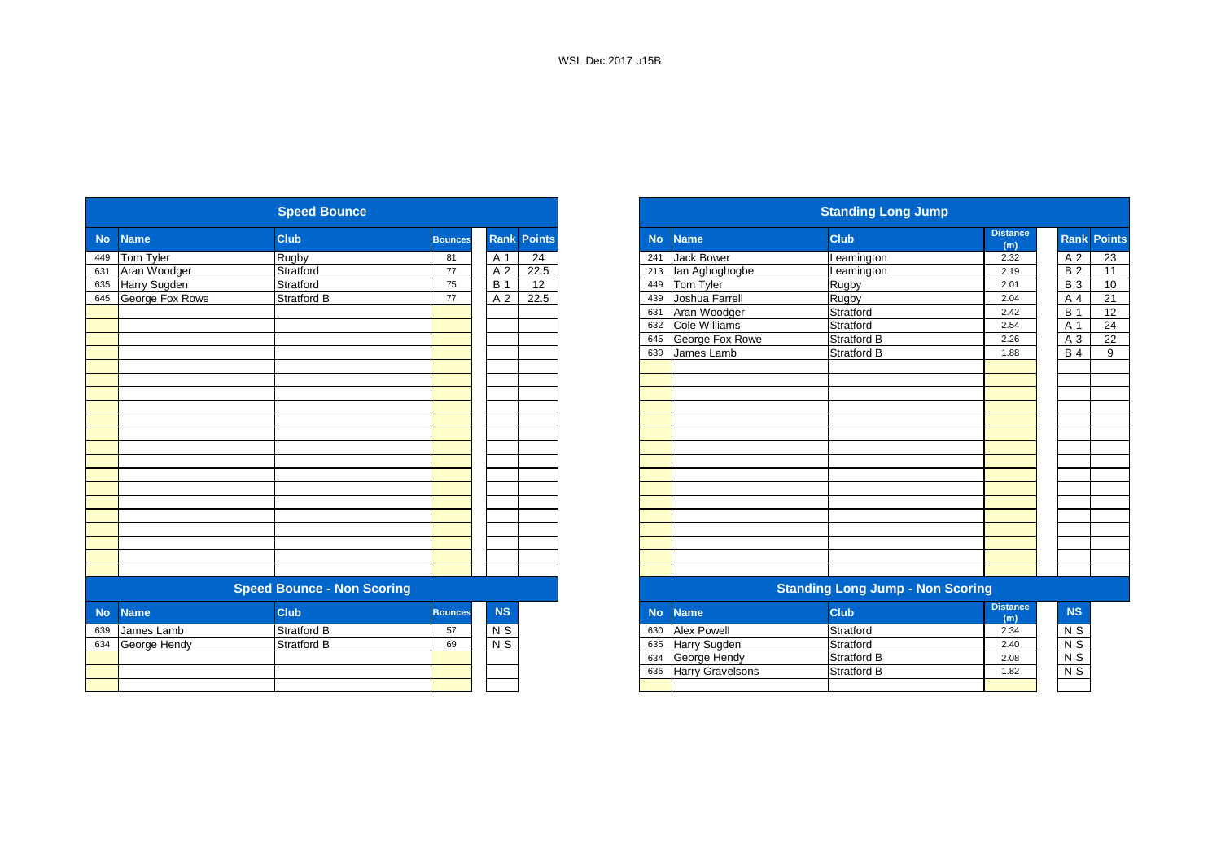WSL Dec 2017 u15B

## Speed Bounce

| No | Name | Club | Bounces | Rank | Points |
|---|---|---|---|---|---|
| 449 | Tom Tyler | Rugby | 81 | A 1 | 24 |
| 631 | Aran Woodger | Stratford | 77 | A 2 | 22.5 |
| 635 | Harry Sugden | Stratford | 75 | B 1 | 12 |
| 645 | George Fox Rowe | Stratford B | 77 | A 2 | 22.5 |

## Speed Bounce - Non Scoring

| No | Name | Club | Bounces | NS |
|---|---|---|---|---|
| 639 | James Lamb | Stratford B | 57 | N S |
| 634 | George Hendy | Stratford B | 69 | N S |

## Standing Long Jump

| No | Name | Club | Distance (m) | Rank | Points |
|---|---|---|---|---|---|
| 241 | Jack Bower | Leamington | 2.32 | A 2 | 23 |
| 213 | Ian Aghoghogbe | Leamington | 2.19 | B 2 | 11 |
| 449 | Tom Tyler | Rugby | 2.01 | B 3 | 10 |
| 439 | Joshua Farrell | Rugby | 2.04 | A 4 | 21 |
| 631 | Aran Woodger | Stratford | 2.42 | B 1 | 12 |
| 632 | Cole Williams | Stratford | 2.54 | A 1 | 24 |
| 645 | George Fox Rowe | Stratford B | 2.26 | A 3 | 22 |
| 639 | James Lamb | Stratford B | 1.88 | B 4 | 9 |

## Standing Long Jump - Non Scoring

| No | Name | Club | Distance (m) | NS |
|---|---|---|---|---|
| 630 | Alex Powell | Stratford | 2.34 | N S |
| 635 | Harry Sugden | Stratford | 2.40 | N S |
| 634 | George Hendy | Stratford B | 2.08 | N S |
| 636 | Harry Gravelsons | Stratford B | 1.82 | N S |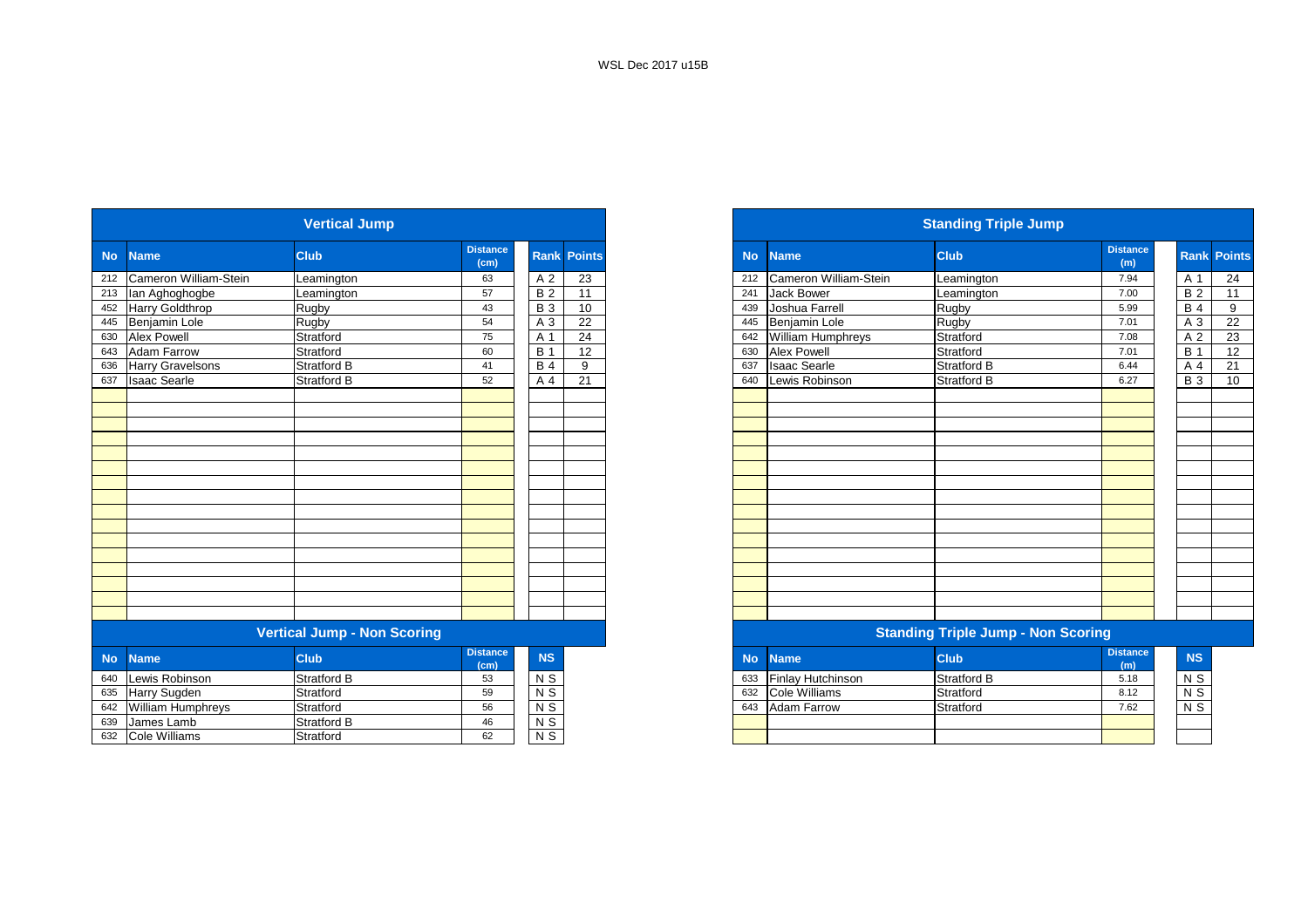WSL Dec 2017 u15B

## Vertical Jump

| No | Name | Club | Distance (cm) | Rank | Points |
|---|---|---|---|---|---|
| 212 | Cameron William-Stein | Leamington | 63 | A 2 | 23 |
| 213 | Ian Aghoghogbe | Leamington | 57 | B 2 | 11 |
| 452 | Harry Goldthrop | Rugby | 43 | B 3 | 10 |
| 445 | Benjamin Lole | Rugby | 54 | A 3 | 22 |
| 630 | Alex Powell | Stratford | 75 | A 1 | 24 |
| 643 | Adam Farrow | Stratford | 60 | B 1 | 12 |
| 636 | Harry Gravelsons | Stratford B | 41 | B 4 | 9 |
| 637 | Isaac Searle | Stratford B | 52 | A 4 | 21 |

## Vertical Jump - Non Scoring

| No | Name | Club | Distance (cm) | NS |
|---|---|---|---|---|
| 640 | Lewis Robinson | Stratford B | 53 | N S |
| 635 | Harry Sugden | Stratford | 59 | N S |
| 642 | William Humphreys | Stratford | 56 | N S |
| 639 | James Lamb | Stratford B | 46 | N S |
| 632 | Cole Williams | Stratford | 62 | N S |

## Standing Triple Jump

| No | Name | Club | Distance (m) | Rank | Points |
|---|---|---|---|---|---|
| 212 | Cameron William-Stein | Leamington | 7.94 | A 1 | 24 |
| 241 | Jack Bower | Leamington | 7.00 | B 2 | 11 |
| 439 | Joshua Farrell | Rugby | 5.99 | B 4 | 9 |
| 445 | Benjamin Lole | Rugby | 7.01 | A 3 | 22 |
| 642 | William Humphreys | Stratford | 7.08 | A 2 | 23 |
| 630 | Alex Powell | Stratford | 7.01 | B 1 | 12 |
| 637 | Isaac Searle | Stratford B | 6.44 | A 4 | 21 |
| 640 | Lewis Robinson | Stratford B | 6.27 | B 3 | 10 |

## Standing Triple Jump - Non Scoring

| No | Name | Club | Distance (m) | NS |
|---|---|---|---|---|
| 633 | Finlay Hutchinson | Stratford B | 5.18 | N S |
| 632 | Cole Williams | Stratford | 8.12 | N S |
| 643 | Adam Farrow | Stratford | 7.62 | N S |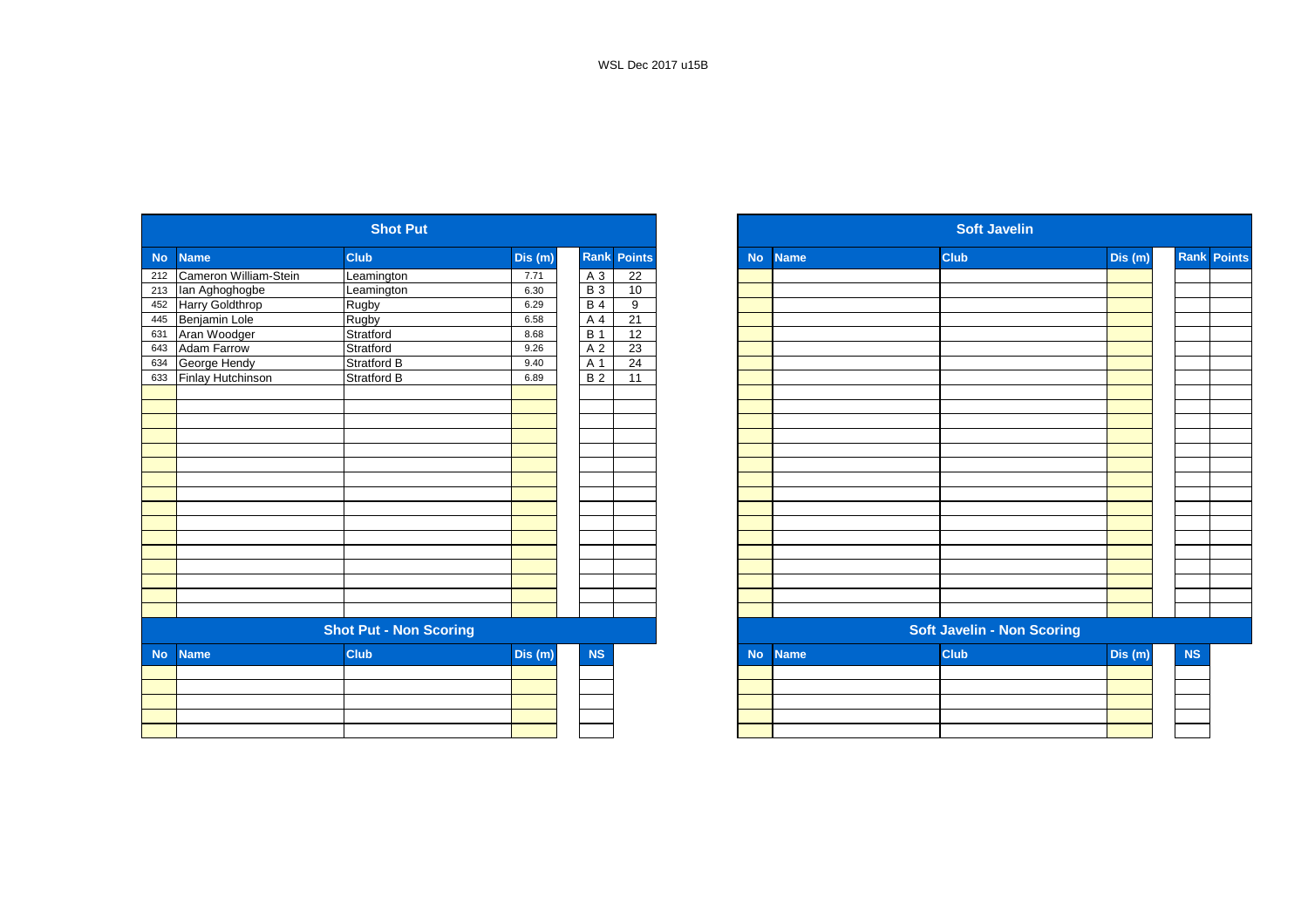WSL Dec 2017 u15B

## Shot Put

| No | Name | Club | Dis (m) | Rank | Points |
|---|---|---|---|---|---|
| 212 | Cameron William-Stein | Leamington | 7.71 | A 3 | 22 |
| 213 | Ian Aghoghogbe | Leamington | 6.30 | B 3 | 10 |
| 452 | Harry Goldthrop | Rugby | 6.29 | B 4 | 9 |
| 445 | Benjamin Lole | Rugby | 6.58 | A 4 | 21 |
| 631 | Aran Woodger | Stratford | 8.68 | B 1 | 12 |
| 643 | Adam Farrow | Stratford | 9.26 | A 2 | 23 |
| 634 | George Hendy | Stratford B | 9.40 | A 1 | 24 |
| 633 | Finlay Hutchinson | Stratford B | 6.89 | B 2 | 11 |

## Shot Put - Non Scoring

| No | Name | Club | Dis (m) | NS |
|---|---|---|---|---|

## Soft Javelin

| No | Name | Club | Dis (m) | Rank | Points |
|---|---|---|---|---|---|

## Soft Javelin - Non Scoring

| No | Name | Club | Dis (m) | NS |
|---|---|---|---|---|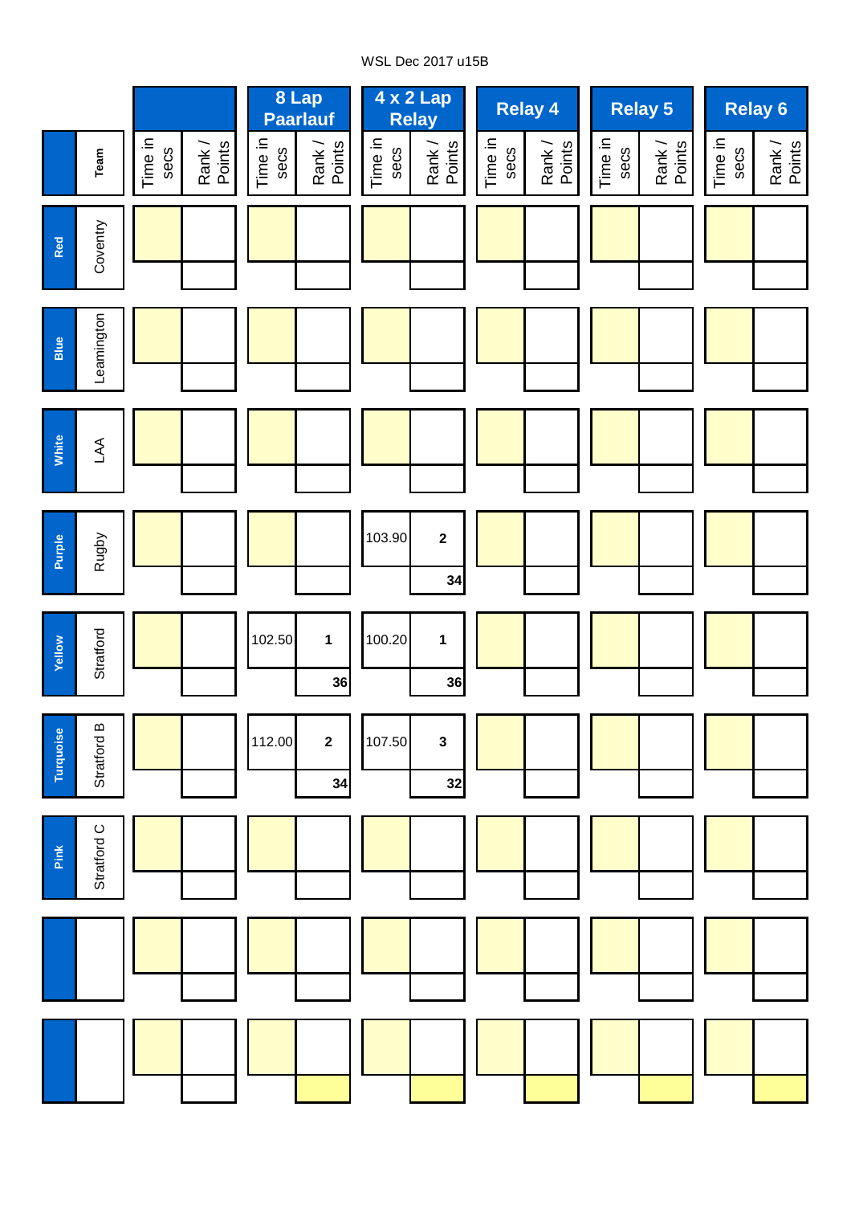WSL Dec 2017 u15B

| | Team | | | 8 Lap Paarlauf | | 4 x 2 Lap Relay | | Relay 4 | | Relay 5 | | Relay 6 | |
|---|---|---|---|---|---|---|---|---|---|---|---|---|---|
| | | Time in secs | Rank / Points | Time in secs | Rank / Points | Time in secs | Rank / Points | Time in secs | Rank / Points | Time in secs | Rank / Points | Time in secs | Rank / Points |
| Red | Coventry | | | | | | | | | | | | |
| Blue | Leamington | | | | | | | | | | | | |
| White | LAA | | | | | | | | | | | | |
| Purple | Rugby | | | | | 103.90 | 2 / 34 | | | | | | |
| Yellow | Stratford | | | 102.50 | 1 / 36 | 100.20 | 1 / 36 | | | | | | |
| Turquoise | Stratford B | | | 112.00 | 2 / 34 | 107.50 | 3 / 32 | | | | | | |
| Pink | Stratford C | | | | | | | | | | | | |
| | | | | | | | | | | | | | |
| | | | | | | | | | | | | | |